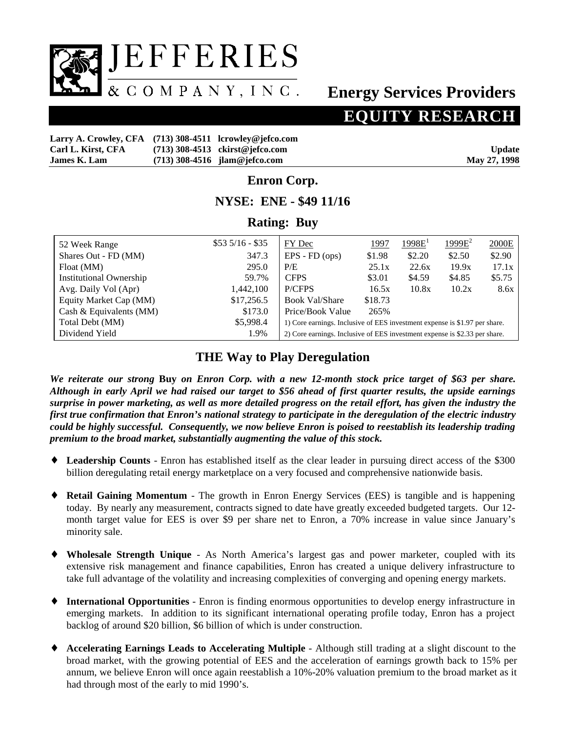# JEFFERIES & COMPANY, INC.

## Energy Services Providers

## EQUITY RESEARCH

**Larry A. Crowley, CFA (713) 308-4511 lcrowley@jefco.com**
**Carl L. Kirst, CFA (713) 308-4513 ckirst@jefco.com**
**James K. Lam (713) 308-4516 jlam@jefco.com**

**Update**
**May 27, 1998**

## Enron Corp.

## NYSE: ENE - $49 11/16

## Rating: Buy

| | | FY Dec | 1997 | 1998E[1] | 1999E[2] | 2000E |
|---|---|---|---|---|---|---|
| 52 Week Range | $53 5/16 - $35 | EPS - FD (ops) | $1.98 | $2.20 | $2.50 | $2.90 |
| Shares Out - FD (MM) | 347.3 | P/E | 25.1x | 22.6x | 19.9x | 17.1x |
| Float (MM) | 295.0 | CFPS | $3.01 | $4.59 | $4.85 | $5.75 |
| Institutional Ownership | 59.7% | P/CFPS | 16.5x | 10.8x | 10.2x | 8.6x |
| Avg. Daily Vol (Apr) | 1,442,100 | Book Val/Share | $18.73 | | | |
| Equity Market Cap (MM) | $17,256.5 | Price/Book Value | 265% | | | |
| Cash & Equivalents (MM) | $173.0 | 1) Core earnings. Inclusive of EES investment expense is $1.97 per share. | | | | |
| Total Debt (MM) | $5,998.4 | 2) Core earnings. Inclusive of EES investment expense is $2.33 per share. | | | | |
| Dividend Yield | 1.9% | | | | | |

## THE Way to Play Deregulation

***We reiterate our strong* Buy *on Enron Corp. with a new 12-month stock price target of $63 per share. Although in early April we had raised our target to $56 ahead of first quarter results, the upside earnings surprise in power marketing, as well as more detailed progress on the retail effort, has given the industry the first true confirmation that Enron's national strategy to participate in the deregulation of the electric industry could be highly successful. Consequently, we now believe Enron is poised to reestablish its leadership trading premium to the broad market, substantially augmenting the value of this stock.***

- **Leadership Counts** - Enron has established itself as the clear leader in pursuing direct access of the $300 billion deregulating retail energy marketplace on a very focused and comprehensive nationwide basis.

- **Retail Gaining Momentum** - The growth in Enron Energy Services (EES) is tangible and is happening today. By nearly any measurement, contracts signed to date have greatly exceeded budgeted targets. Our 12-month target value for EES is over $9 per share net to Enron, a 70% increase in value since January's minority sale.

- **Wholesale Strength Unique** - As North America's largest gas and power marketer, coupled with its extensive risk management and finance capabilities, Enron has created a unique delivery infrastructure to take full advantage of the volatility and increasing complexities of converging and opening energy markets.

- **International Opportunities** - Enron is finding enormous opportunities to develop energy infrastructure in emerging markets. In addition to its significant international operating profile today, Enron has a project backlog of around $20 billion, $6 billion of which is under construction.

- **Accelerating Earnings Leads to Accelerating Multiple** - Although still trading at a slight discount to the broad market, with the growing potential of EES and the acceleration of earnings growth back to 15% per annum, we believe Enron will once again reestablish a 10%-20% valuation premium to the broad market as it had through most of the early to mid 1990's.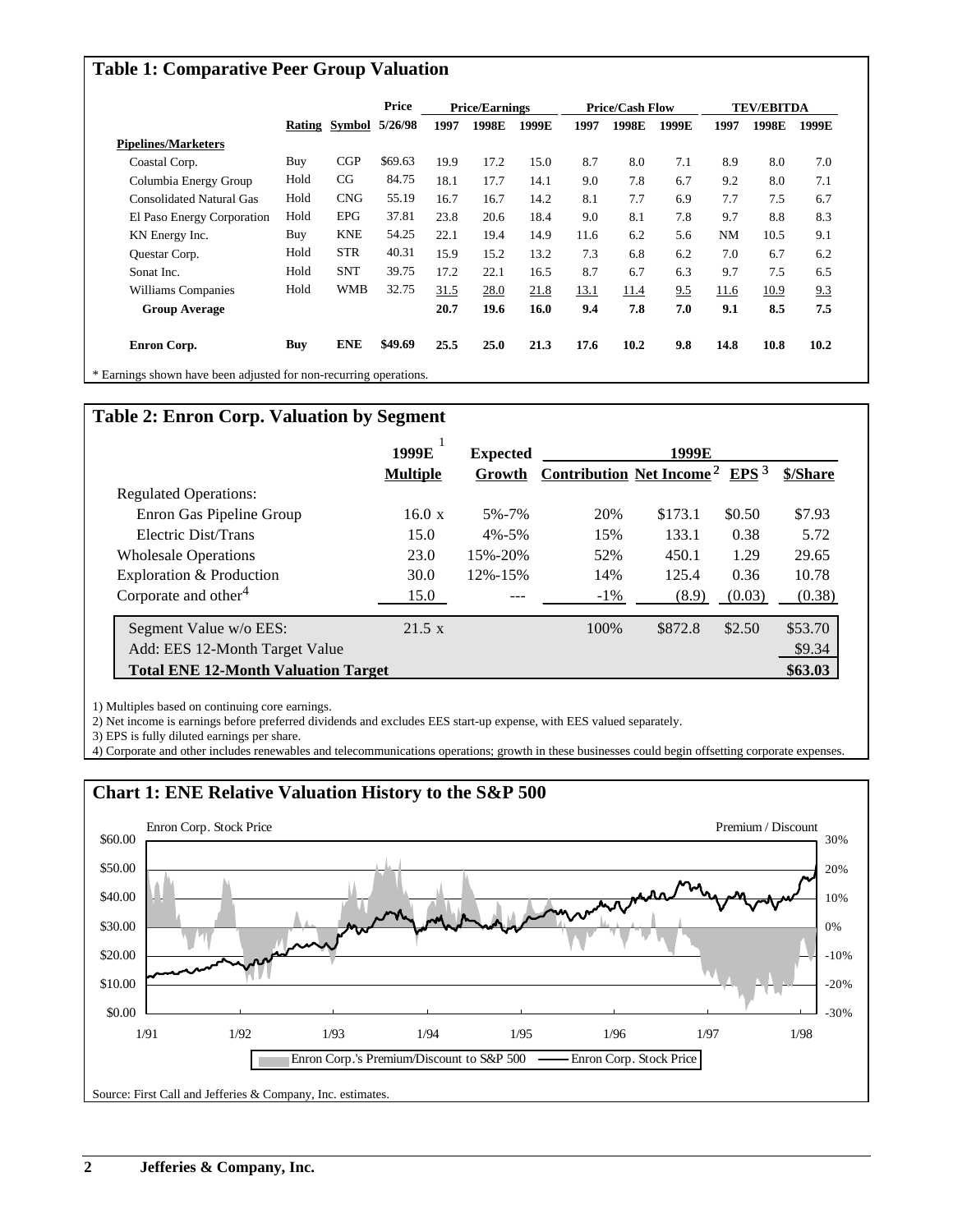## Table 1: Comparative Peer Group Valuation

| | | | Price | Price/Earnings | | | Price/Cash Flow | | | TEV/EBITDA | | |
|---|---|---|---|---|---|---|---|---|---|---|---|---|
| | Rating | Symbol | 5/26/98 | 1997 | 1998E | 1999E | 1997 | 1998E | 1999E | 1997 | 1998E | 1999E |
| **Pipelines/Marketers** | | | | | | | | | | | | |
| Coastal Corp. | Buy | CGP | $69.63 | 19.9 | 17.2 | 15.0 | 8.7 | 8.0 | 7.1 | 8.9 | 8.0 | 7.0 |
| Columbia Energy Group | Hold | CG | 84.75 | 18.1 | 17.7 | 14.1 | 9.0 | 7.8 | 6.7 | 9.2 | 8.0 | 7.1 |
| Consolidated Natural Gas | Hold | CNG | 55.19 | 16.7 | 16.7 | 14.2 | 8.1 | 7.7 | 6.9 | 7.7 | 7.5 | 6.7 |
| El Paso Energy Corporation | Hold | EPG | 37.81 | 23.8 | 20.6 | 18.4 | 9.0 | 8.1 | 7.8 | 9.7 | 8.8 | 8.3 |
| KN Energy Inc. | Buy | KNE | 54.25 | 22.1 | 19.4 | 14.9 | 11.6 | 6.2 | 5.6 | NM | 10.5 | 9.1 |
| Questar Corp. | Hold | STR | 40.31 | 15.9 | 15.2 | 13.2 | 7.3 | 6.8 | 6.2 | 7.0 | 6.7 | 6.2 |
| Sonat Inc. | Hold | SNT | 39.75 | 17.2 | 22.1 | 16.5 | 8.7 | 6.7 | 6.3 | 9.7 | 7.5 | 6.5 |
| Williams Companies | Hold | WMB | 32.75 | 31.5 | 28.0 | 21.8 | 13.1 | 11.4 | 9.5 | 11.6 | 10.9 | 9.3 |
| **Group Average** | | | | **20.7** | **19.6** | **16.0** | **9.4** | **7.8** | **7.0** | **9.1** | **8.5** | **7.5** |
| **Enron Corp.** | **Buy** | **ENE** | **$49.69** | **25.5** | **25.0** | **21.3** | **17.6** | **10.2** | **9.8** | **14.8** | **10.8** | **10.2** |

\* Earnings shown have been adjusted for non-recurring operations.

## Table 2: Enron Corp. Valuation by Segment

| | 1999E [1] | Expected | 1999E | | | |
|---|---|---|---|---|---|---|
| | Multiple | Growth | Contribution | Net Income [2] | EPS [3] | $/Share |
| Regulated Operations: | | | | | | |
| Enron Gas Pipeline Group | 16.0 x | 5%-7% | 20% | $173.1 | $0.50 | $7.93 |
| Electric Dist/Trans | 15.0 | 4%-5% | 15% | 133.1 | 0.38 | 5.72 |
| Wholesale Operations | 23.0 | 15%-20% | 52% | 450.1 | 1.29 | 29.65 |
| Exploration & Production | 30.0 | 12%-15% | 14% | 125.4 | 0.36 | 10.78 |
| Corporate and other[4] | 15.0 | --- | -1% | (8.9) | (0.03) | (0.38) |
| Segment Value w/o EES: | 21.5 x | | 100% | $872.8 | $2.50 | $53.70 |
| Add: EES 12-Month Target Value | | | | | | $9.34 |
| **Total ENE 12-Month Valuation Target** | | | | | | **$63.03** |

1) Multiples based on continuing core earnings.
2) Net income is earnings before preferred dividends and excludes EES start-up expense, with EES valued separately.
3) EPS is fully diluted earnings per share.
4) Corporate and other includes renewables and telecommunications operations; growth in these businesses could begin offsetting corporate expenses.

## Chart 1: ENE Relative Valuation History to the S&P 500

Source: First Call and Jefferies & Company, Inc. estimates.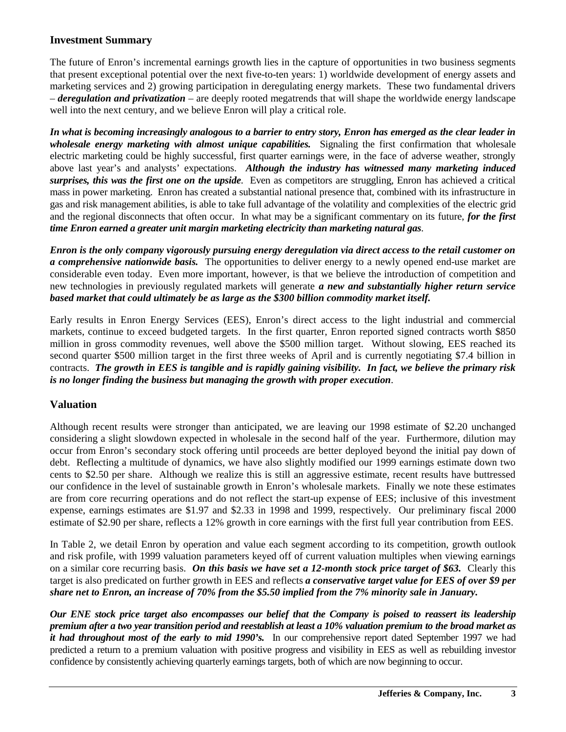## Investment Summary

The future of Enron's incremental earnings growth lies in the capture of opportunities in two business segments that present exceptional potential over the next five-to-ten years: 1) worldwide development of energy assets and marketing services and 2) growing participation in deregulating energy markets. These two fundamental drivers – ***deregulation and privatization*** – are deeply rooted megatrends that will shape the worldwide energy landscape well into the next century, and we believe Enron will play a critical role.

***In what is becoming increasingly analogous to a barrier to entry story, Enron has emerged as the clear leader in wholesale energy marketing with almost unique capabilities.*** Signaling the first confirmation that wholesale electric marketing could be highly successful, first quarter earnings were, in the face of adverse weather, strongly above last year's and analysts' expectations. ***Although the industry has witnessed many marketing induced surprises, this was the first one on the upside***. Even as competitors are struggling, Enron has achieved a critical mass in power marketing. Enron has created a substantial national presence that, combined with its infrastructure in gas and risk management abilities, is able to take full advantage of the volatility and complexities of the electric grid and the regional disconnects that often occur. In what may be a significant commentary on its future, ***for the first time Enron earned a greater unit margin marketing electricity than marketing natural gas***.

***Enron is the only company vigorously pursuing energy deregulation via direct access to the retail customer on a comprehensive nationwide basis.*** The opportunities to deliver energy to a newly opened end-use market are considerable even today. Even more important, however, is that we believe the introduction of competition and new technologies in previously regulated markets will generate ***a new and substantially higher return service based market that could ultimately be as large as the $300 billion commodity market itself.***

Early results in Enron Energy Services (EES), Enron's direct access to the light industrial and commercial markets, continue to exceed budgeted targets. In the first quarter, Enron reported signed contracts worth $850 million in gross commodity revenues, well above the $500 million target. Without slowing, EES reached its second quarter $500 million target in the first three weeks of April and is currently negotiating $7.4 billion in contracts. ***The growth in EES is tangible and is rapidly gaining visibility. In fact, we believe the primary risk is no longer finding the business but managing the growth with proper execution***.

## Valuation

Although recent results were stronger than anticipated, we are leaving our 1998 estimate of $2.20 unchanged considering a slight slowdown expected in wholesale in the second half of the year. Furthermore, dilution may occur from Enron's secondary stock offering until proceeds are better deployed beyond the initial pay down of debt. Reflecting a multitude of dynamics, we have also slightly modified our 1999 earnings estimate down two cents to $2.50 per share. Although we realize this is still an aggressive estimate, recent results have buttressed our confidence in the level of sustainable growth in Enron's wholesale markets. Finally we note these estimates are from core recurring operations and do not reflect the start-up expense of EES; inclusive of this investment expense, earnings estimates are $1.97 and $2.33 in 1998 and 1999, respectively. Our preliminary fiscal 2000 estimate of $2.90 per share, reflects a 12% growth in core earnings with the first full year contribution from EES.

In Table 2, we detail Enron by operation and value each segment according to its competition, growth outlook and risk profile, with 1999 valuation parameters keyed off of current valuation multiples when viewing earnings on a similar core recurring basis. ***On this basis we have set a 12-month stock price target of $63.*** Clearly this target is also predicated on further growth in EES and reflects ***a conservative target value for EES of over $9 per share net to Enron, an increase of 70% from the $5.50 implied from the 7% minority sale in January.***

***Our ENE stock price target also encompasses our belief that the Company is poised to reassert its leadership premium after a two year transition period and reestablish at least a 10% valuation premium to the broad market as it had throughout most of the early to mid 1990's.*** In our comprehensive report dated September 1997 we had predicted a return to a premium valuation with positive progress and visibility in EES as well as rebuilding investor confidence by consistently achieving quarterly earnings targets, both of which are now beginning to occur.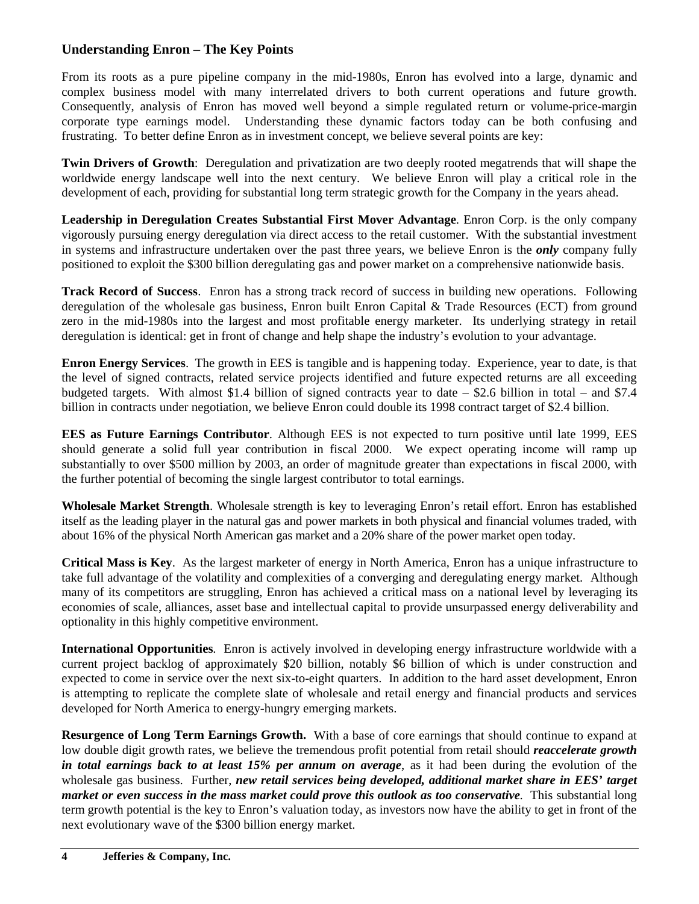## Understanding Enron – The Key Points

From its roots as a pure pipeline company in the mid-1980s, Enron has evolved into a large, dynamic and complex business model with many interrelated drivers to both current operations and future growth. Consequently, analysis of Enron has moved well beyond a simple regulated return or volume-price-margin corporate type earnings model. Understanding these dynamic factors today can be both confusing and frustrating. To better define Enron as in investment concept, we believe several points are key:

**Twin Drivers of Growth**: Deregulation and privatization are two deeply rooted megatrends that will shape the worldwide energy landscape well into the next century. We believe Enron will play a critical role in the development of each, providing for substantial long term strategic growth for the Company in the years ahead.

**Leadership in Deregulation Creates Substantial First Mover Advantage**. Enron Corp. is the only company vigorously pursuing energy deregulation via direct access to the retail customer. With the substantial investment in systems and infrastructure undertaken over the past three years, we believe Enron is the ***only*** company fully positioned to exploit the $300 billion deregulating gas and power market on a comprehensive nationwide basis.

**Track Record of Success**. Enron has a strong track record of success in building new operations. Following deregulation of the wholesale gas business, Enron built Enron Capital & Trade Resources (ECT) from ground zero in the mid-1980s into the largest and most profitable energy marketer. Its underlying strategy in retail deregulation is identical: get in front of change and help shape the industry's evolution to your advantage.

**Enron Energy Services**. The growth in EES is tangible and is happening today. Experience, year to date, is that the level of signed contracts, related service projects identified and future expected returns are all exceeding budgeted targets. With almost $1.4 billion of signed contracts year to date – $2.6 billion in total – and $7.4 billion in contracts under negotiation, we believe Enron could double its 1998 contract target of $2.4 billion.

**EES as Future Earnings Contributor**. Although EES is not expected to turn positive until late 1999, EES should generate a solid full year contribution in fiscal 2000. We expect operating income will ramp up substantially to over $500 million by 2003, an order of magnitude greater than expectations in fiscal 2000, with the further potential of becoming the single largest contributor to total earnings.

**Wholesale Market Strength**. Wholesale strength is key to leveraging Enron's retail effort. Enron has established itself as the leading player in the natural gas and power markets in both physical and financial volumes traded, with about 16% of the physical North American gas market and a 20% share of the power market open today.

**Critical Mass is Key**. As the largest marketer of energy in North America, Enron has a unique infrastructure to take full advantage of the volatility and complexities of a converging and deregulating energy market. Although many of its competitors are struggling, Enron has achieved a critical mass on a national level by leveraging its economies of scale, alliances, asset base and intellectual capital to provide unsurpassed energy deliverability and optionality in this highly competitive environment.

**International Opportunities**. Enron is actively involved in developing energy infrastructure worldwide with a current project backlog of approximately $20 billion, notably $6 billion of which is under construction and expected to come in service over the next six-to-eight quarters. In addition to the hard asset development, Enron is attempting to replicate the complete slate of wholesale and retail energy and financial products and services developed for North America to energy-hungry emerging markets.

**Resurgence of Long Term Earnings Growth.** With a base of core earnings that should continue to expand at low double digit growth rates, we believe the tremendous profit potential from retail should ***reaccelerate growth in total earnings back to at least 15% per annum on average***, as it had been during the evolution of the wholesale gas business. Further, ***new retail services being developed, additional market share in EES' target market or even success in the mass market could prove this outlook as too conservative***. This substantial long term growth potential is the key to Enron's valuation today, as investors now have the ability to get in front of the next evolutionary wave of the $300 billion energy market.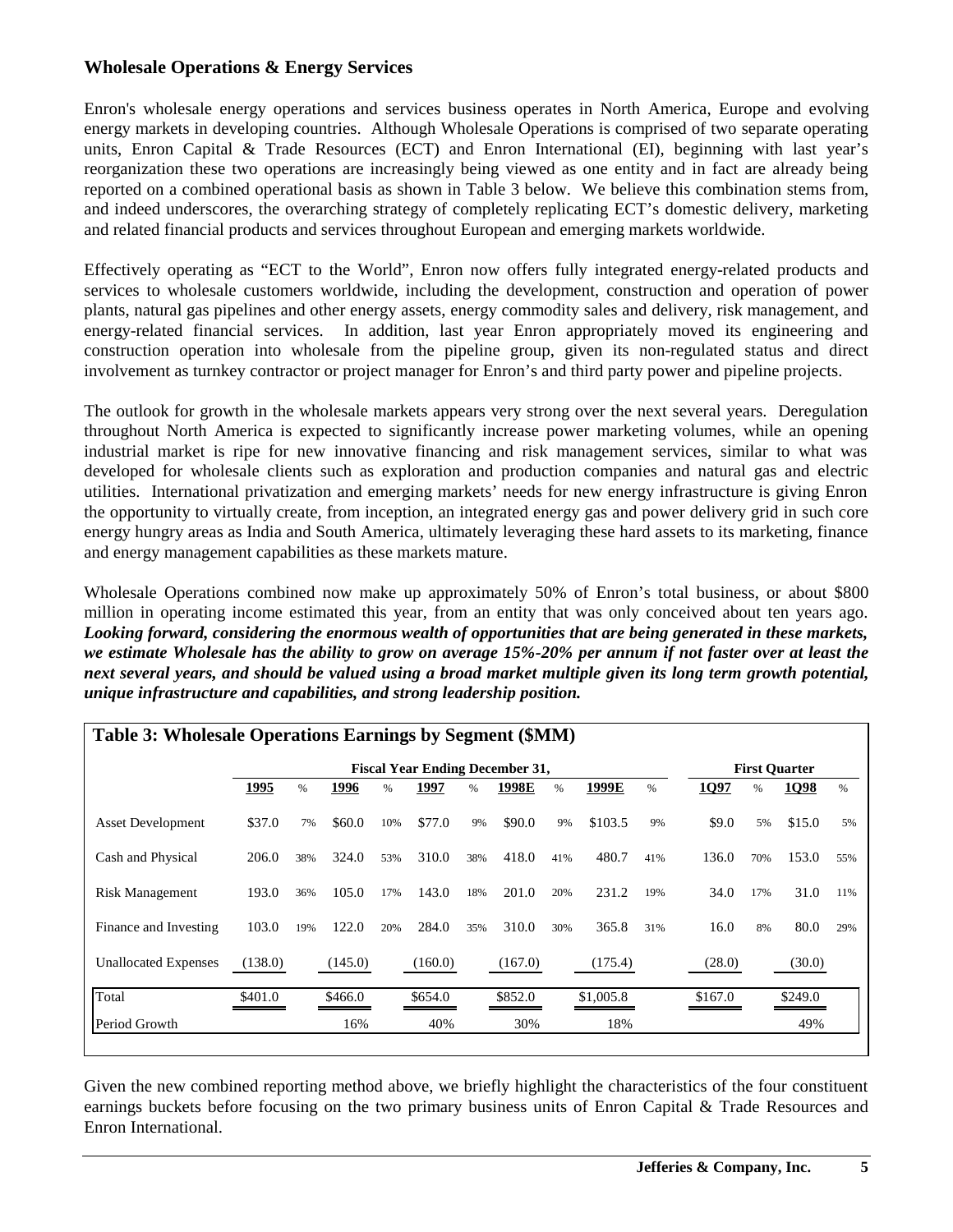## Wholesale Operations & Energy Services

Enron's wholesale energy operations and services business operates in North America, Europe and evolving energy markets in developing countries. Although Wholesale Operations is comprised of two separate operating units, Enron Capital & Trade Resources (ECT) and Enron International (EI), beginning with last year's reorganization these two operations are increasingly being viewed as one entity and in fact are already being reported on a combined operational basis as shown in Table 3 below. We believe this combination stems from, and indeed underscores, the overarching strategy of completely replicating ECT's domestic delivery, marketing and related financial products and services throughout European and emerging markets worldwide.

Effectively operating as "ECT to the World", Enron now offers fully integrated energy-related products and services to wholesale customers worldwide, including the development, construction and operation of power plants, natural gas pipelines and other energy assets, energy commodity sales and delivery, risk management, and energy-related financial services. In addition, last year Enron appropriately moved its engineering and construction operation into wholesale from the pipeline group, given its non-regulated status and direct involvement as turnkey contractor or project manager for Enron's and third party power and pipeline projects.

The outlook for growth in the wholesale markets appears very strong over the next several years. Deregulation throughout North America is expected to significantly increase power marketing volumes, while an opening industrial market is ripe for new innovative financing and risk management services, similar to what was developed for wholesale clients such as exploration and production companies and natural gas and electric utilities. International privatization and emerging markets' needs for new energy infrastructure is giving Enron the opportunity to virtually create, from inception, an integrated energy gas and power delivery grid in such core energy hungry areas as India and South America, ultimately leveraging these hard assets to its marketing, finance and energy management capabilities as these markets mature.

Wholesale Operations combined now make up approximately 50% of Enron's total business, or about $800 million in operating income estimated this year, from an entity that was only conceived about ten years ago. ***Looking forward, considering the enormous wealth of opportunities that are being generated in these markets, we estimate Wholesale has the ability to grow on average 15%-20% per annum if not faster over at least the next several years, and should be valued using a broad market multiple given its long term growth potential, unique infrastructure and capabilities, and strong leadership position.***

**Table 3: Wholesale Operations Earnings by Segment ($MM)**

| | Fiscal Year Ending December 31, | | | | | | | | | | First Quarter | | | |
|---|---|---|---|---|---|---|---|---|---|---|---|---|---|---|
| | **1995** | % | **1996** | % | **1997** | % | **1998E** | % | **1999E** | % | **1Q97** | % | **1Q98** | % |
| Asset Development | $37.0 | 7% | $60.0 | 10% | $77.0 | 9% | $90.0 | 9% | $103.5 | 9% | $9.0 | 5% | $15.0 | 5% |
| Cash and Physical | 206.0 | 38% | 324.0 | 53% | 310.0 | 38% | 418.0 | 41% | 480.7 | 41% | 136.0 | 70% | 153.0 | 55% |
| Risk Management | 193.0 | 36% | 105.0 | 17% | 143.0 | 18% | 201.0 | 20% | 231.2 | 19% | 34.0 | 17% | 31.0 | 11% |
| Finance and Investing | 103.0 | 19% | 122.0 | 20% | 284.0 | 35% | 310.0 | 30% | 365.8 | 31% | 16.0 | 8% | 80.0 | 29% |
| Unallocated Expenses | (138.0) | | (145.0) | | (160.0) | | (167.0) | | (175.4) | | (28.0) | | (30.0) | |
| Total | $401.0 | | $466.0 | | $654.0 | | $852.0 | | $1,005.8 | | $167.0 | | $249.0 | |
| Period Growth | | | 16% | | 40% | | 30% | | 18% | | | | 49% | |

Given the new combined reporting method above, we briefly highlight the characteristics of the four constituent earnings buckets before focusing on the two primary business units of Enron Capital & Trade Resources and Enron International.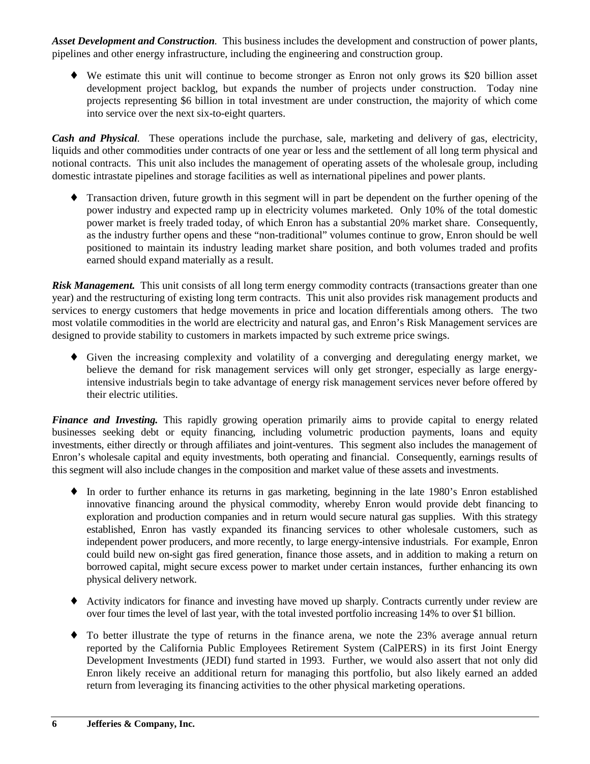***Asset Development and Construction**.* This business includes the development and construction of power plants, pipelines and other energy infrastructure, including the engineering and construction group.

- We estimate this unit will continue to become stronger as Enron not only grows its $20 billion asset development project backlog, but expands the number of projects under construction. Today nine projects representing $6 billion in total investment are under construction, the majority of which come into service over the next six-to-eight quarters.

***Cash and Physical**.* These operations include the purchase, sale, marketing and delivery of gas, electricity, liquids and other commodities under contracts of one year or less and the settlement of all long term physical and notional contracts. This unit also includes the management of operating assets of the wholesale group, including domestic intrastate pipelines and storage facilities as well as international pipelines and power plants.

- Transaction driven, future growth in this segment will in part be dependent on the further opening of the power industry and expected ramp up in electricity volumes marketed. Only 10% of the total domestic power market is freely traded today, of which Enron has a substantial 20% market share. Consequently, as the industry further opens and these "non-traditional" volumes continue to grow, Enron should be well positioned to maintain its industry leading market share position, and both volumes traded and profits earned should expand materially as a result.

***Risk Management.*** This unit consists of all long term energy commodity contracts (transactions greater than one year) and the restructuring of existing long term contracts. This unit also provides risk management products and services to energy customers that hedge movements in price and location differentials among others. The two most volatile commodities in the world are electricity and natural gas, and Enron's Risk Management services are designed to provide stability to customers in markets impacted by such extreme price swings.

- Given the increasing complexity and volatility of a converging and deregulating energy market, we believe the demand for risk management services will only get stronger, especially as large energy-intensive industrials begin to take advantage of energy risk management services never before offered by their electric utilities.

***Finance and Investing.*** This rapidly growing operation primarily aims to provide capital to energy related businesses seeking debt or equity financing, including volumetric production payments, loans and equity investments, either directly or through affiliates and joint-ventures. This segment also includes the management of Enron's wholesale capital and equity investments, both operating and financial. Consequently, earnings results of this segment will also include changes in the composition and market value of these assets and investments.

- In order to further enhance its returns in gas marketing, beginning in the late 1980's Enron established innovative financing around the physical commodity, whereby Enron would provide debt financing to exploration and production companies and in return would secure natural gas supplies. With this strategy established, Enron has vastly expanded its financing services to other wholesale customers, such as independent power producers, and more recently, to large energy-intensive industrials. For example, Enron could build new on-sight gas fired generation, finance those assets, and in addition to making a return on borrowed capital, might secure excess power to market under certain instances, further enhancing its own physical delivery network.

- Activity indicators for finance and investing have moved up sharply. Contracts currently under review are over four times the level of last year, with the total invested portfolio increasing 14% to over $1 billion.

- To better illustrate the type of returns in the finance arena, we note the 23% average annual return reported by the California Public Employees Retirement System (CalPERS) in its first Joint Energy Development Investments (JEDI) fund started in 1993. Further, we would also assert that not only did Enron likely receive an additional return for managing this portfolio, but also likely earned an added return from leveraging its financing activities to the other physical marketing operations.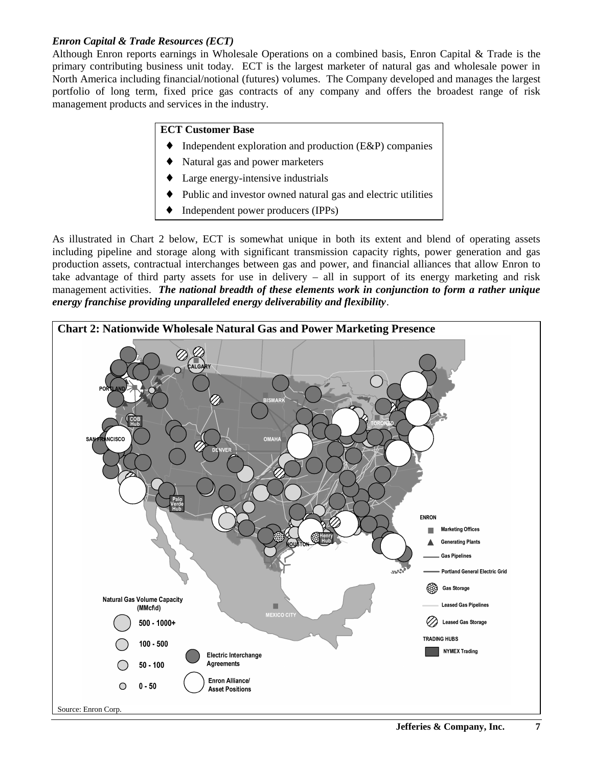*Enron Capital & Trade Resources (ECT)*

Although Enron reports earnings in Wholesale Operations on a combined basis, Enron Capital & Trade is the primary contributing business unit today. ECT is the largest marketer of natural gas and wholesale power in North America including financial/notional (futures) volumes. The Company developed and manages the largest portfolio of long term, fixed price gas contracts of any company and offers the broadest range of risk management products and services in the industry.

**ECT Customer Base**

- Independent exploration and production (E&P) companies
- Natural gas and power marketers
- Large energy-intensive industrials
- Public and investor owned natural gas and electric utilities
- Independent power producers (IPPs)

As illustrated in Chart 2 below, ECT is somewhat unique in both its extent and blend of operating assets including pipeline and storage along with significant transmission capacity rights, power generation and gas production assets, contractual interchanges between gas and power, and financial alliances that allow Enron to take advantage of third party assets for use in delivery – all in support of its energy marketing and risk management activities. ***The national breadth of these elements work in conjunction to form a rather unique energy franchise providing unparalleled energy deliverability and flexibility***.

**Chart 2: Nationwide Wholesale Natural Gas and Power Marketing Presence**

Source: Enron Corp.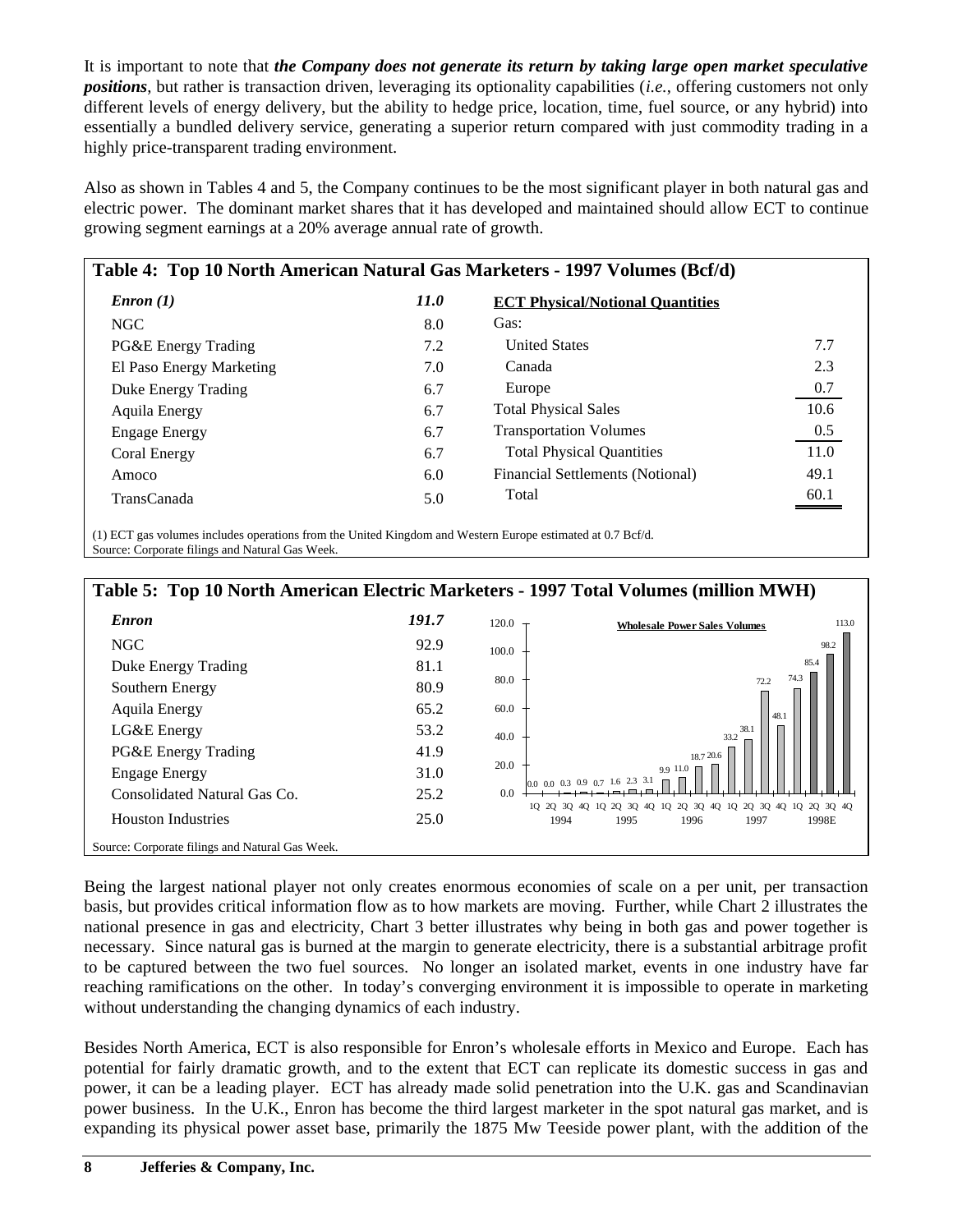It is important to note that ***the Company does not generate its return by taking large open market speculative positions***, but rather is transaction driven, leveraging its optionality capabilities (*i.e.*, offering customers not only different levels of energy delivery, but the ability to hedge price, location, time, fuel source, or any hybrid) into essentially a bundled delivery service, generating a superior return compared with just commodity trading in a highly price-transparent trading environment.

Also as shown in Tables 4 and 5, the Company continues to be the most significant player in both natural gas and electric power. The dominant market shares that it has developed and maintained should allow ECT to continue growing segment earnings at a 20% average annual rate of growth.

**Table 4: Top 10 North American Natural Gas Marketers - 1997 Volumes (Bcf/d)**

| | | |
|---|---|---|
| ***Enron (1)*** | ***11.0*** | |
| NGC | 8.0 | |
| PG&E Energy Trading | 7.2 | |
| El Paso Energy Marketing | 7.0 | |
| Duke Energy Trading | 6.7 | |
| Aquila Energy | 6.7 | |
| Engage Energy | 6.7 | |
| Coral Energy | 6.7 | |
| Amoco | 6.0 | |
| TransCanada | 5.0 | |

| **ECT Physical/Notional Quantities** | |
|---|---|
| Gas: | |
| United States | 7.7 |
| Canada | 2.3 |
| Europe | 0.7 |
| Total Physical Sales | 10.6 |
| Transportation Volumes | 0.5 |
| Total Physical Quantities | 11.0 |
| Financial Settlements (Notional) | 49.1 |
| Total | 60.1 |

(1) ECT gas volumes includes operations from the United Kingdom and Western Europe estimated at 0.7 Bcf/d.
Source: Corporate filings and Natural Gas Week.

**Table 5: Top 10 North American Electric Marketers - 1997 Total Volumes (million MWH)**

| | |
|---|---|
| ***Enron*** | ***191.7*** |
| NGC | 92.9 |
| Duke Energy Trading | 81.1 |
| Southern Energy | 80.9 |
| Aquila Energy | 65.2 |
| LG&E Energy | 53.2 |
| PG&E Energy Trading | 41.9 |
| Engage Energy | 31.0 |
| Consolidated Natural Gas Co. | 25.2 |
| Houston Industries | 25.0 |

**Wholesale Power Sales Volumes**

| Year | 1Q | 2Q | 3Q | 4Q |
|---|---|---|---|---|
| 1994 | 0.0 | 0.0 | 0.3 | 0.9 |
| 1995 | 0.7 | 1.6 | 2.3 | 3.1 |
| 1996 | 9.9 | 11.0 | 18.7 | 20.6 |
| 1997 | 33.2 | 38.1 | 72.2 | 48.1 |
| 1998E | 74.3 | 85.4 | 98.2 | 113.0 |

Source: Corporate filings and Natural Gas Week.

Being the largest national player not only creates enormous economies of scale on a per unit, per transaction basis, but provides critical information flow as to how markets are moving. Further, while Chart 2 illustrates the national presence in gas and electricity, Chart 3 better illustrates why being in both gas and power together is necessary. Since natural gas is burned at the margin to generate electricity, there is a substantial arbitrage profit to be captured between the two fuel sources. No longer an isolated market, events in one industry have far reaching ramifications on the other. In today's converging environment it is impossible to operate in marketing without understanding the changing dynamics of each industry.

Besides North America, ECT is also responsible for Enron's wholesale efforts in Mexico and Europe. Each has potential for fairly dramatic growth, and to the extent that ECT can replicate its domestic success in gas and power, it can be a leading player. ECT has already made solid penetration into the U.K. gas and Scandinavian power business. In the U.K., Enron has become the third largest marketer in the spot natural gas market, and is expanding its physical power asset base, primarily the 1875 Mw Teeside power plant, with the addition of the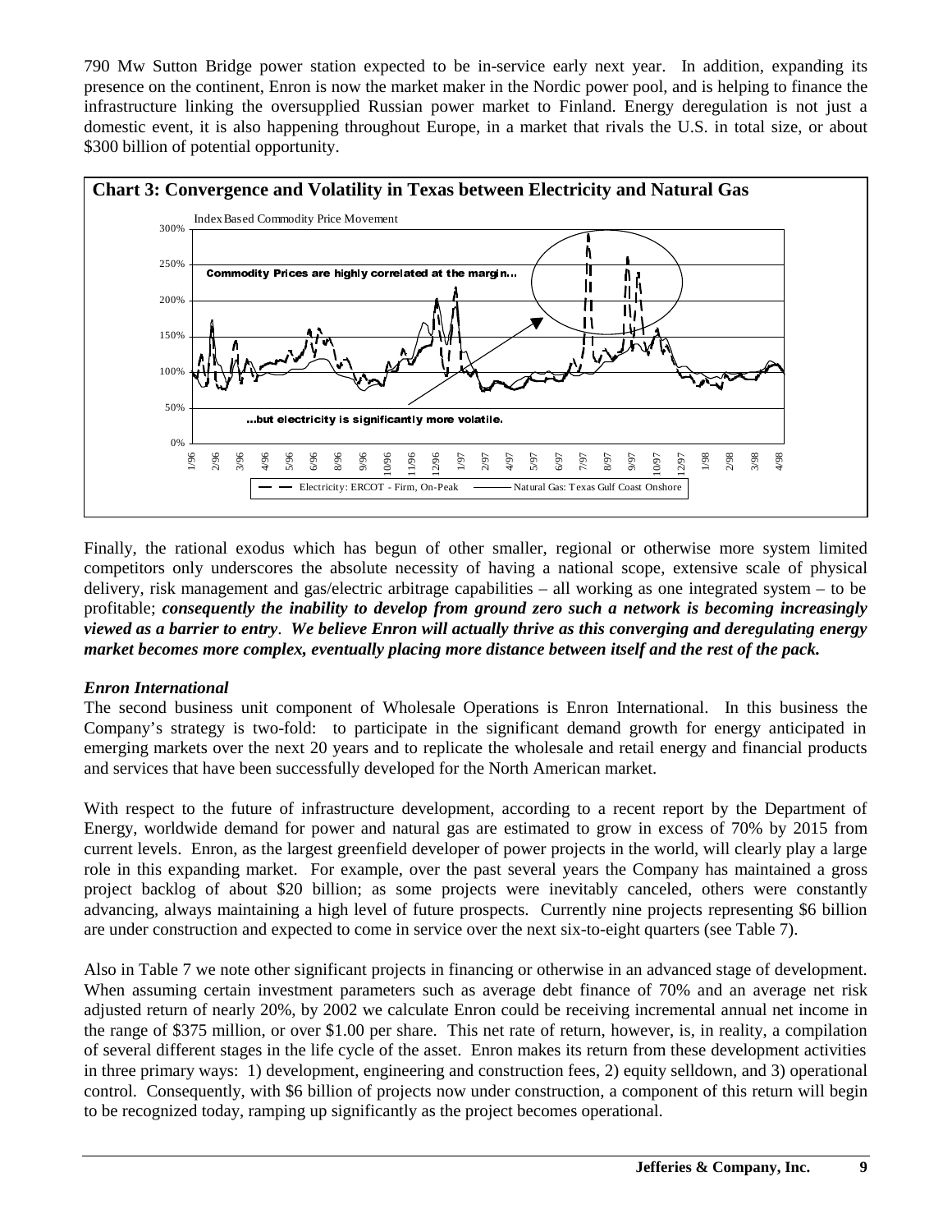790 Mw Sutton Bridge power station expected to be in-service early next year. In addition, expanding its presence on the continent, Enron is now the market maker in the Nordic power pool, and is helping to finance the infrastructure linking the oversupplied Russian power market to Finland. Energy deregulation is not just a domestic event, it is also happening throughout Europe, in a market that rivals the U.S. in total size, or about $300 billion of potential opportunity.

**Chart 3: Convergence and Volatility in Texas between Electricity and Natural Gas**

Finally, the rational exodus which has begun of other smaller, regional or otherwise more system limited competitors only underscores the absolute necessity of having a national scope, extensive scale of physical delivery, risk management and gas/electric arbitrage capabilities – all working as one integrated system – to be profitable; ***consequently the inability to develop from ground zero such a network is becoming increasingly viewed as a barrier to entry***. ***We believe Enron will actually thrive as this converging and deregulating energy market becomes more complex, eventually placing more distance between itself and the rest of the pack.***

### *Enron International*

The second business unit component of Wholesale Operations is Enron International. In this business the Company's strategy is two-fold: to participate in the significant demand growth for energy anticipated in emerging markets over the next 20 years and to replicate the wholesale and retail energy and financial products and services that have been successfully developed for the North American market.

With respect to the future of infrastructure development, according to a recent report by the Department of Energy, worldwide demand for power and natural gas are estimated to grow in excess of 70% by 2015 from current levels. Enron, as the largest greenfield developer of power projects in the world, will clearly play a large role in this expanding market. For example, over the past several years the Company has maintained a gross project backlog of about $20 billion; as some projects were inevitably canceled, others were constantly advancing, always maintaining a high level of future prospects. Currently nine projects representing $6 billion are under construction and expected to come in service over the next six-to-eight quarters (see Table 7).

Also in Table 7 we note other significant projects in financing or otherwise in an advanced stage of development. When assuming certain investment parameters such as average debt finance of 70% and an average net risk adjusted return of nearly 20%, by 2002 we calculate Enron could be receiving incremental annual net income in the range of $375 million, or over $1.00 per share. This net rate of return, however, is, in reality, a compilation of several different stages in the life cycle of the asset. Enron makes its return from these development activities in three primary ways: 1) development, engineering and construction fees, 2) equity selldown, and 3) operational control. Consequently, with $6 billion of projects now under construction, a component of this return will begin to be recognized today, ramping up significantly as the project becomes operational.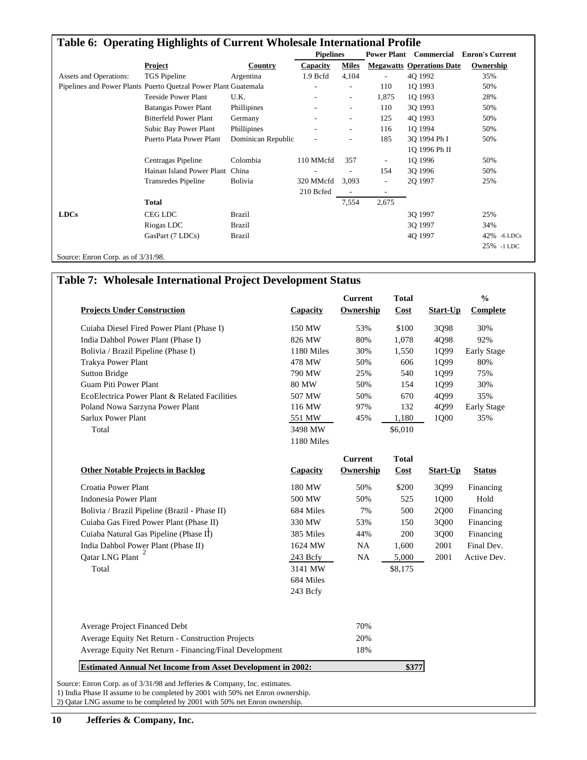## Table 6: Operating Highlights of Current Wholesale International Profile

| | Project | Country | Pipelines Capacity | Pipelines Miles | Power Plant Megawatts | Commercial Operations Date | Enron's Current Ownership |
|---|---|---|---|---|---|---|---|
| Assets and Operations: | TGS Pipeline | Argentina | 1.9 Bcfd | 4,104 | - | 4Q 1992 | 35% |
| Pipelines and Power Plants | Puerto Quetzal Power Plant | Guatemala | - | - | 110 | 1Q 1993 | 50% |
| | Teeside Power Plant | U.K. | - | - | 1,875 | 1Q 1993 | 28% |
| | Batangas Power Plant | Phillipines | - | - | 110 | 3Q 1993 | 50% |
| | Bitterfeld Power Plant | Germany | - | - | 125 | 4Q 1993 | 50% |
| | Subic Bay Power Plant | Phillipines | - | - | 116 | 1Q 1994 | 50% |
| | Puerto Plata Power Plant | Dominican Republic | - | - | 185 | 3Q 1994 Ph I | 50% |
| | | | | | | 1Q 1996 Ph II | |
| | Centragas Pipeline | Colombia | 110 MMcfd | 357 | - | 1Q 1996 | 50% |
| | Hainan Island Power Plant | China | - | - | 154 | 3Q 1996 | 50% |
| | Transredes Pipeline | Bolivia | 320 MMcfd | 3,093 | - | 2Q 1997 | 25% |
| | | | 210 Bcfed | - | - | | |
| | **Total** | | | 7,554 | 2,675 | | |
| **LDCs** | CEG LDC | Brazil | | | | 3Q 1997 | 25% |
| | Riogas LDC | Brazil | | | | 3Q 1997 | 34% |
| | GasPart (7 LDCs) | Brazil | | | | 4Q 1997 | 42% -6 LDCs |
| | | | | | | | 25% -1 LDC |

Source: Enron Corp. as of 3/31/98.

## Table 7: Wholesale International Project Development Status

| Projects Under Construction | Capacity | Current Ownership | Total Cost | Start-Up | % Complete |
|---|---|---|---|---|---|
| Cuiaba Diesel Fired Power Plant (Phase I) | 150 MW | 53% | \$100 | 3Q98 | 30% |
| India Dahbol Power Plant (Phase I) | 826 MW | 80% | 1,078 | 4Q98 | 92% |
| Bolivia / Brazil Pipeline (Phase I) | 1180 Miles | 30% | 1,550 | 1Q99 | Early Stage |
| Trakya Power Plant | 478 MW | 50% | 606 | 1Q99 | 80% |
| Sutton Bridge | 790 MW | 25% | 540 | 1Q99 | 75% |
| Guam Piti Power Plant | 80 MW | 50% | 154 | 1Q99 | 30% |
| EcoElectrica Power Plant & Related Facilities | 507 MW | 50% | 670 | 4Q99 | 35% |
| Poland Nowa Sarzyna Power Plant | 116 MW | 97% | 132 | 4Q99 | Early Stage |
| Sarlux Power Plant | 551 MW | 45% | 1,180 | 1Q00 | 35% |
| Total | 3498 MW | | \$6,010 | | |
| | 1180 Miles | | | | |

| Other Notable Projects in Backlog | Capacity | Current Ownership | Total Cost | Start-Up | Status |
|---|---|---|---|---|---|
| Croatia Power Plant | 180 MW | 50% | \$200 | 3Q99 | Financing |
| Indonesia Power Plant | 500 MW | 50% | 525 | 1Q00 | Hold |
| Bolivia / Brazil Pipeline (Brazil - Phase II) | 684 Miles | 7% | 500 | 2Q00 | Financing |
| Cuiaba Gas Fired Power Plant (Phase II) | 330 MW | 53% | 150 | 3Q00 | Financing |
| Cuiaba Natural Gas Pipeline (Phase II) | 385 Miles | 44% | 200 | 3Q00 | Financing |
| India Dahbol Power Plant (Phase II)[1] | 1624 MW | NA | 1,600 | 2001 | Final Dev. |
| Qatar LNG Plant[2] | 243 Bcfy | NA | 5,000 | 2001 | Active Dev. |
| Total | 3141 MW | | \$8,175 | | |
| | 684 Miles | | | | |
| | 243 Bcfy | | | | |

| | |
|---|---|
| Average Project Financed Debt | 70% |
| Average Equity Net Return - Construction Projects | 20% |
| Average Equity Net Return - Financing/Final Development | 18% |
| **Estimated Annual Net Income from Asset Development in 2002:** | **\$377** |

Source: Enron Corp. as of 3/31/98 and Jefferies & Company, Inc. estimates.
1) India Phase II assume to be completed by 2001 with 50% net Enron ownership.
2) Qatar LNG assume to be completed by 2001 with 50% net Enron ownership.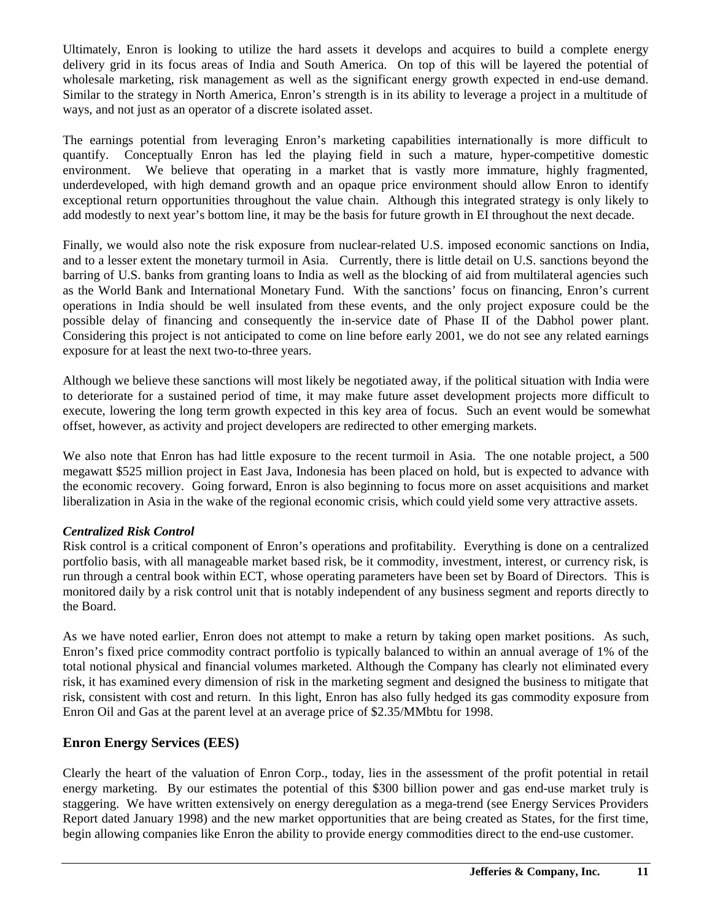Ultimately, Enron is looking to utilize the hard assets it develops and acquires to build a complete energy delivery grid in its focus areas of India and South America. On top of this will be layered the potential of wholesale marketing, risk management as well as the significant energy growth expected in end-use demand. Similar to the strategy in North America, Enron's strength is in its ability to leverage a project in a multitude of ways, and not just as an operator of a discrete isolated asset.

The earnings potential from leveraging Enron's marketing capabilities internationally is more difficult to quantify. Conceptually Enron has led the playing field in such a mature, hyper-competitive domestic environment. We believe that operating in a market that is vastly more immature, highly fragmented, underdeveloped, with high demand growth and an opaque price environment should allow Enron to identify exceptional return opportunities throughout the value chain. Although this integrated strategy is only likely to add modestly to next year's bottom line, it may be the basis for future growth in EI throughout the next decade.

Finally, we would also note the risk exposure from nuclear-related U.S. imposed economic sanctions on India, and to a lesser extent the monetary turmoil in Asia. Currently, there is little detail on U.S. sanctions beyond the barring of U.S. banks from granting loans to India as well as the blocking of aid from multilateral agencies such as the World Bank and International Monetary Fund. With the sanctions' focus on financing, Enron's current operations in India should be well insulated from these events, and the only project exposure could be the possible delay of financing and consequently the in-service date of Phase II of the Dabhol power plant. Considering this project is not anticipated to come on line before early 2001, we do not see any related earnings exposure for at least the next two-to-three years.

Although we believe these sanctions will most likely be negotiated away, if the political situation with India were to deteriorate for a sustained period of time, it may make future asset development projects more difficult to execute, lowering the long term growth expected in this key area of focus. Such an event would be somewhat offset, however, as activity and project developers are redirected to other emerging markets.

We also note that Enron has had little exposure to the recent turmoil in Asia. The one notable project, a 500 megawatt $525 million project in East Java, Indonesia has been placed on hold, but is expected to advance with the economic recovery. Going forward, Enron is also beginning to focus more on asset acquisitions and market liberalization in Asia in the wake of the regional economic crisis, which could yield some very attractive assets.

***Centralized Risk Control***

Risk control is a critical component of Enron's operations and profitability. Everything is done on a centralized portfolio basis, with all manageable market based risk, be it commodity, investment, interest, or currency risk, is run through a central book within ECT, whose operating parameters have been set by Board of Directors. This is monitored daily by a risk control unit that is notably independent of any business segment and reports directly to the Board.

As we have noted earlier, Enron does not attempt to make a return by taking open market positions. As such, Enron's fixed price commodity contract portfolio is typically balanced to within an annual average of 1% of the total notional physical and financial volumes marketed. Although the Company has clearly not eliminated every risk, it has examined every dimension of risk in the marketing segment and designed the business to mitigate that risk, consistent with cost and return. In this light, Enron has also fully hedged its gas commodity exposure from Enron Oil and Gas at the parent level at an average price of $2.35/MMbtu for 1998.

## Enron Energy Services (EES)

Clearly the heart of the valuation of Enron Corp., today, lies in the assessment of the profit potential in retail energy marketing. By our estimates the potential of this $300 billion power and gas end-use market truly is staggering. We have written extensively on energy deregulation as a mega-trend (see Energy Services Providers Report dated January 1998) and the new market opportunities that are being created as States, for the first time, begin allowing companies like Enron the ability to provide energy commodities direct to the end-use customer.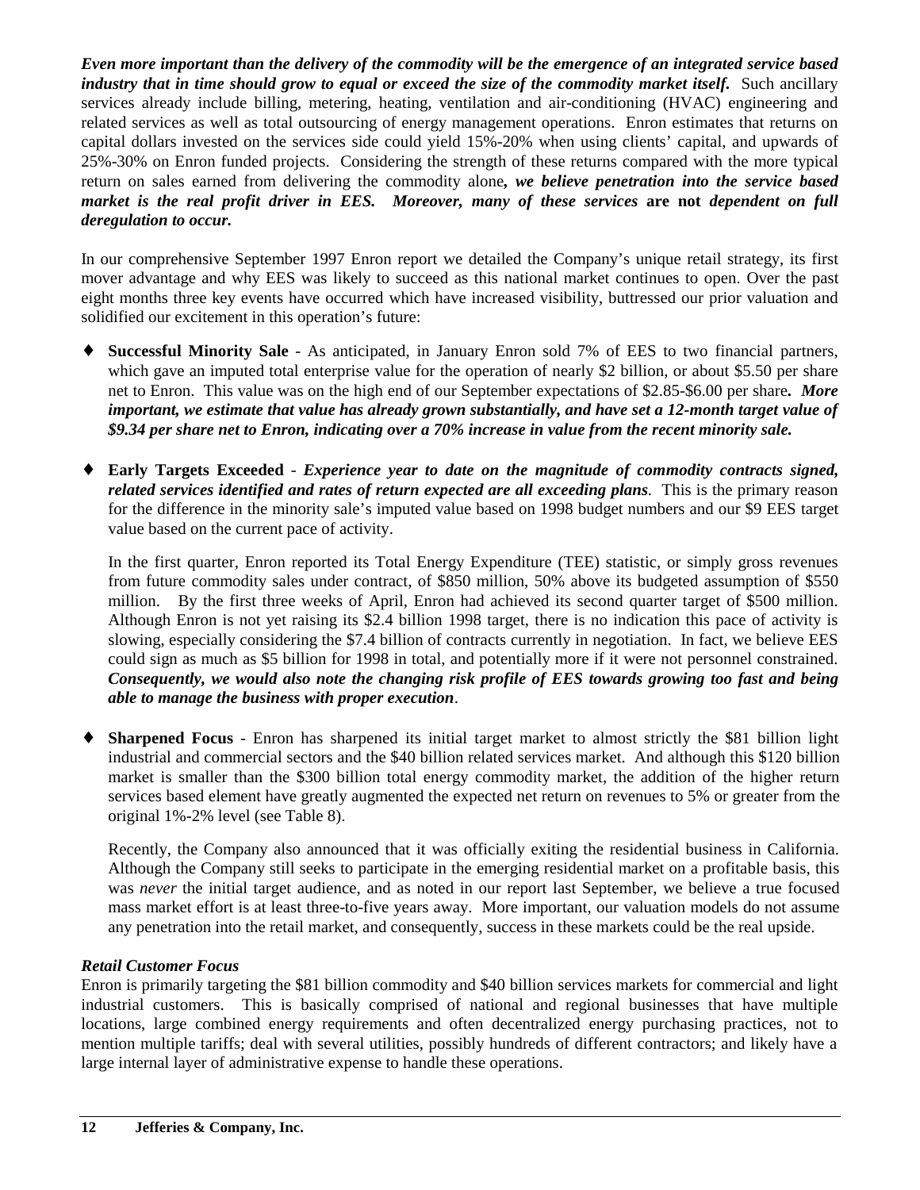***Even more important than the delivery of the commodity will be the emergence of an integrated service based industry that in time should grow to equal or exceed the size of the commodity market itself.*** Such ancillary services already include billing, metering, heating, ventilation and air-conditioning (HVAC) engineering and related services as well as total outsourcing of energy management operations. Enron estimates that returns on capital dollars invested on the services side could yield 15%-20% when using clients' capital, and upwards of 25%-30% on Enron funded projects. Considering the strength of these returns compared with the more typical return on sales earned from delivering the commodity alone***, we believe penetration into the service based market is the real profit driver in EES. Moreover, many of these services* are not *dependent on full deregulation to occur.***

In our comprehensive September 1997 Enron report we detailed the Company's unique retail strategy, its first mover advantage and why EES was likely to succeed as this national market continues to open. Over the past eight months three key events have occurred which have increased visibility, buttressed our prior valuation and solidified our excitement in this operation's future:

- **Successful Minority Sale** - As anticipated, in January Enron sold 7% of EES to two financial partners, which gave an imputed total enterprise value for the operation of nearly $2 billion, or about $5.50 per share net to Enron. This value was on the high end of our September expectations of $2.85-$6.00 per share**.** ***More important, we estimate that value has already grown substantially, and have set a 12-month target value of $9.34 per share net to Enron, indicating over a 70% increase in value from the recent minority sale.***

- **Early Targets Exceeded** - ***Experience year to date on the magnitude of commodity contracts signed, related services identified and rates of return expected are all exceeding plans****.* This is the primary reason for the difference in the minority sale's imputed value based on 1998 budget numbers and our $9 EES target value based on the current pace of activity.

  In the first quarter, Enron reported its Total Energy Expenditure (TEE) statistic, or simply gross revenues from future commodity sales under contract, of $850 million, 50% above its budgeted assumption of $550 million. By the first three weeks of April, Enron had achieved its second quarter target of $500 million. Although Enron is not yet raising its $2.4 billion 1998 target, there is no indication this pace of activity is slowing, especially considering the $7.4 billion of contracts currently in negotiation. In fact, we believe EES could sign as much as $5 billion for 1998 in total, and potentially more if it were not personnel constrained. ***Consequently, we would also note the changing risk profile of EES towards growing too fast and being able to manage the business with proper execution***.

- **Sharpened Focus** - Enron has sharpened its initial target market to almost strictly the $81 billion light industrial and commercial sectors and the $40 billion related services market. And although this $120 billion market is smaller than the $300 billion total energy commodity market, the addition of the higher return services based element have greatly augmented the expected net return on revenues to 5% or greater from the original 1%-2% level (see Table 8).

  Recently, the Company also announced that it was officially exiting the residential business in California. Although the Company still seeks to participate in the emerging residential market on a profitable basis, this was *never* the initial target audience, and as noted in our report last September, we believe a true focused mass market effort is at least three-to-five years away. More important, our valuation models do not assume any penetration into the retail market, and consequently, success in these markets could be the real upside.

***Retail Customer Focus***

Enron is primarily targeting the $81 billion commodity and $40 billion services markets for commercial and light industrial customers. This is basically comprised of national and regional businesses that have multiple locations, large combined energy requirements and often decentralized energy purchasing practices, not to mention multiple tariffs; deal with several utilities, possibly hundreds of different contractors; and likely have a large internal layer of administrative expense to handle these operations.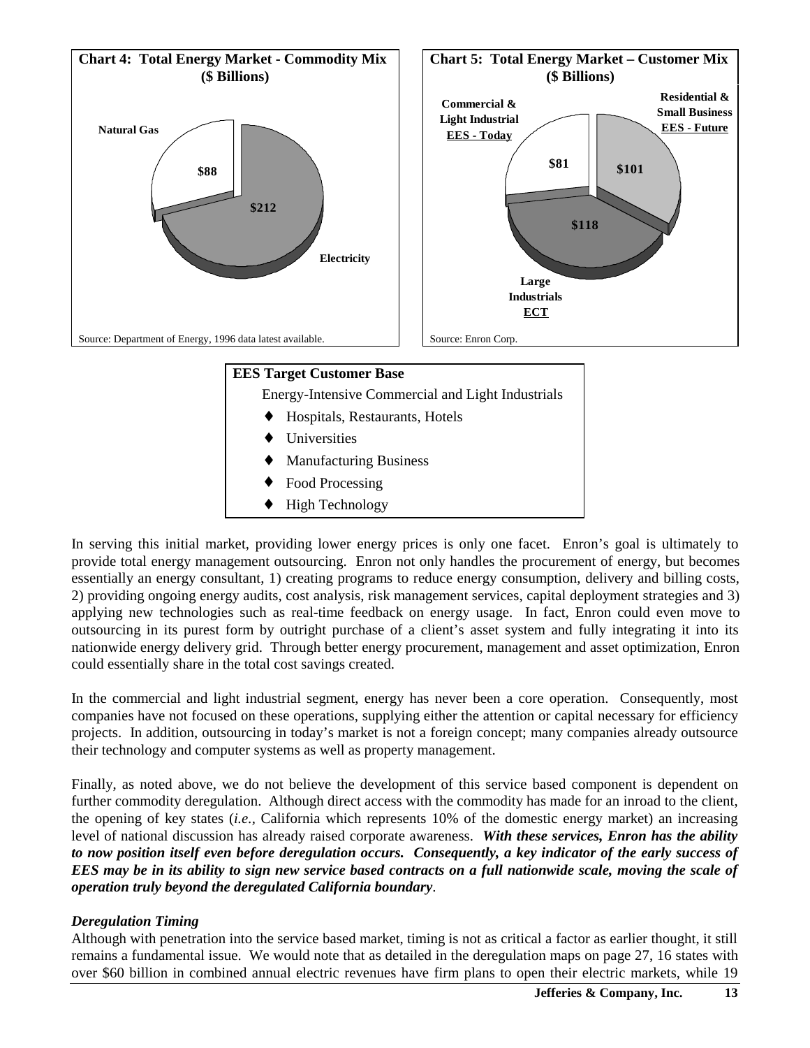**Chart 4: Total Energy Market - Commodity Mix (\$ Billions)**

Natural Gas

\$88

\$212

Electricity

Source: Department of Energy, 1996 data latest available.

**Chart 5: Total Energy Market – Customer Mix (\$ Billions)**

Commercial & Light Industrial EES - Today

\$81

Residential & Small Business EES - Future

\$101

\$118

Large Industrials ECT

Source: Enron Corp.

**EES Target Customer Base**

Energy-Intensive Commercial and Light Industrials

- Hospitals, Restaurants, Hotels
- Universities
- Manufacturing Business
- Food Processing
- High Technology

In serving this initial market, providing lower energy prices is only one facet. Enron's goal is ultimately to provide total energy management outsourcing. Enron not only handles the procurement of energy, but becomes essentially an energy consultant, 1) creating programs to reduce energy consumption, delivery and billing costs, 2) providing ongoing energy audits, cost analysis, risk management services, capital deployment strategies and 3) applying new technologies such as real-time feedback on energy usage. In fact, Enron could even move to outsourcing in its purest form by outright purchase of a client's asset system and fully integrating it into its nationwide energy delivery grid. Through better energy procurement, management and asset optimization, Enron could essentially share in the total cost savings created.

In the commercial and light industrial segment, energy has never been a core operation. Consequently, most companies have not focused on these operations, supplying either the attention or capital necessary for efficiency projects. In addition, outsourcing in today's market is not a foreign concept; many companies already outsource their technology and computer systems as well as property management.

Finally, as noted above, we do not believe the development of this service based component is dependent on further commodity deregulation. Although direct access with the commodity has made for an inroad to the client, the opening of key states (*i.e.,* California which represents 10% of the domestic energy market) an increasing level of national discussion has already raised corporate awareness. ***With these services, Enron has the ability to now position itself even before deregulation occurs. Consequently, a key indicator of the early success of EES may be in its ability to sign new service based contracts on a full nationwide scale, moving the scale of operation truly beyond the deregulated California boundary***.

***Deregulation Timing***

Although with penetration into the service based market, timing is not as critical a factor as earlier thought, it still remains a fundamental issue. We would note that as detailed in the deregulation maps on page 27, 16 states with over \$60 billion in combined annual electric revenues have firm plans to open their electric markets, while 19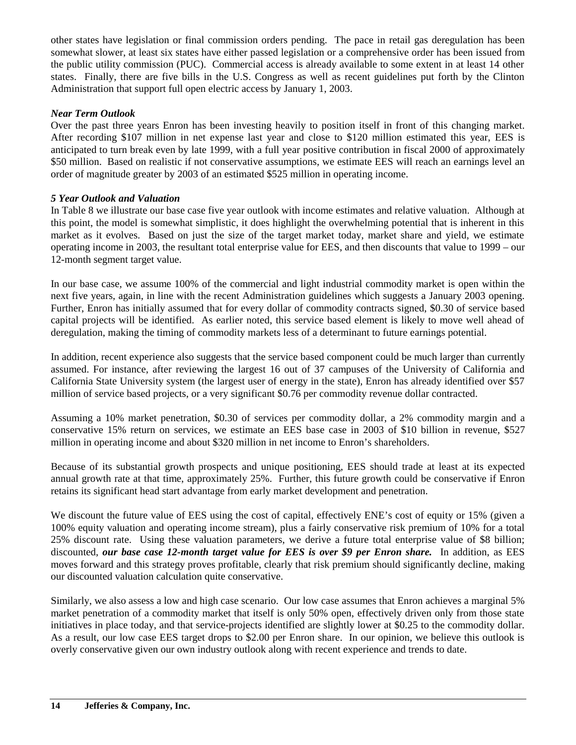other states have legislation or final commission orders pending. The pace in retail gas deregulation has been somewhat slower, at least six states have either passed legislation or a comprehensive order has been issued from the public utility commission (PUC). Commercial access is already available to some extent in at least 14 other states. Finally, there are five bills in the U.S. Congress as well as recent guidelines put forth by the Clinton Administration that support full open electric access by January 1, 2003.

***Near Term Outlook***

Over the past three years Enron has been investing heavily to position itself in front of this changing market. After recording $107 million in net expense last year and close to $120 million estimated this year, EES is anticipated to turn break even by late 1999, with a full year positive contribution in fiscal 2000 of approximately $50 million. Based on realistic if not conservative assumptions, we estimate EES will reach an earnings level an order of magnitude greater by 2003 of an estimated $525 million in operating income.

***5 Year Outlook and Valuation***

In Table 8 we illustrate our base case five year outlook with income estimates and relative valuation. Although at this point, the model is somewhat simplistic, it does highlight the overwhelming potential that is inherent in this market as it evolves. Based on just the size of the target market today, market share and yield, we estimate operating income in 2003, the resultant total enterprise value for EES, and then discounts that value to 1999 – our 12-month segment target value.

In our base case, we assume 100% of the commercial and light industrial commodity market is open within the next five years, again, in line with the recent Administration guidelines which suggests a January 2003 opening. Further, Enron has initially assumed that for every dollar of commodity contracts signed, $0.30 of service based capital projects will be identified. As earlier noted, this service based element is likely to move well ahead of deregulation, making the timing of commodity markets less of a determinant to future earnings potential.

In addition, recent experience also suggests that the service based component could be much larger than currently assumed. For instance, after reviewing the largest 16 out of 37 campuses of the University of California and California State University system (the largest user of energy in the state), Enron has already identified over $57 million of service based projects, or a very significant $0.76 per commodity revenue dollar contracted.

Assuming a 10% market penetration, $0.30 of services per commodity dollar, a 2% commodity margin and a conservative 15% return on services, we estimate an EES base case in 2003 of $10 billion in revenue, $527 million in operating income and about $320 million in net income to Enron's shareholders.

Because of its substantial growth prospects and unique positioning, EES should trade at least at its expected annual growth rate at that time, approximately 25%. Further, this future growth could be conservative if Enron retains its significant head start advantage from early market development and penetration.

We discount the future value of EES using the cost of capital, effectively ENE's cost of equity or 15% (given a 100% equity valuation and operating income stream), plus a fairly conservative risk premium of 10% for a total 25% discount rate. Using these valuation parameters, we derive a future total enterprise value of $8 billion; discounted, ***our base case 12-month target value for EES is over $9 per Enron share.*** In addition, as EES moves forward and this strategy proves profitable, clearly that risk premium should significantly decline, making our discounted valuation calculation quite conservative.

Similarly, we also assess a low and high case scenario. Our low case assumes that Enron achieves a marginal 5% market penetration of a commodity market that itself is only 50% open, effectively driven only from those state initiatives in place today, and that service-projects identified are slightly lower at $0.25 to the commodity dollar. As a result, our low case EES target drops to $2.00 per Enron share. In our opinion, we believe this outlook is overly conservative given our own industry outlook along with recent experience and trends to date.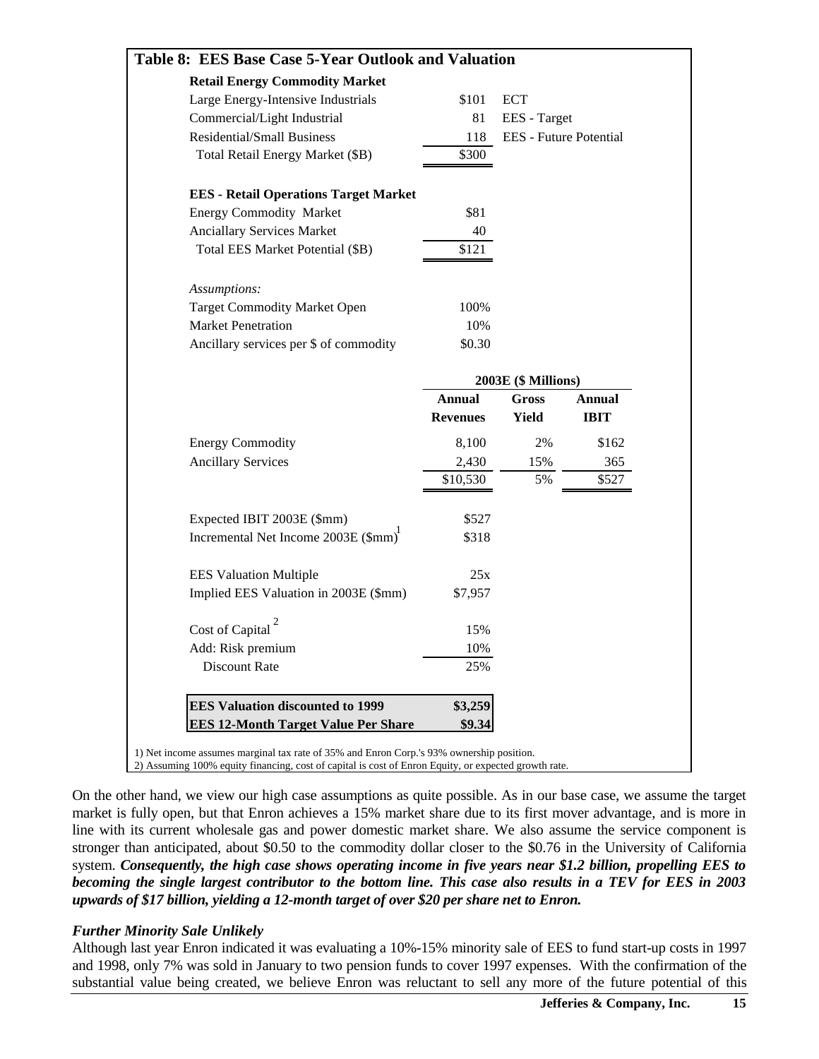**Table 8: EES Base Case 5-Year Outlook and Valuation**

| **Retail Energy Commodity Market** | | | |
|---|---|---|---|
| Large Energy-Intensive Industrials | $101 | ECT | |
| Commercial/Light Industrial | 81 | EES - Target | |
| Residential/Small Business | 118 | EES - Future Potential | |
| Total Retail Energy Market ($B) | $300 | | |
| | | | |
| **EES - Retail Operations Target Market** | | | |
| Energy Commodity Market | $81 | | |
| Anciallary Services Market | 40 | | |
| Total EES Market Potential ($B) | $121 | | |
| | | | |
| *Assumptions:* | | | |
| Target Commodity Market Open | 100% | | |
| Market Penetration | 10% | | |
| Ancillary services per $ of commodity | $0.30 | | |

| | 2003E ($ Millions) | | |
|---|---|---|---|
| | **Annual Revenues** | **Gross Yield** | **Annual IBIT** |
| Energy Commodity | 8,100 | 2% | $162 |
| Ancillary Services | 2,430 | 15% | 365 |
| | $10,530 | 5% | $527 |

| | |
|---|---|
| Expected IBIT 2003E ($mm) | $527 |
| Incremental Net Income 2003E ($mm)[1] | $318 |
| | |
| EES Valuation Multiple | 25x |
| Implied EES Valuation in 2003E ($mm) | $7,957 |
| | |
| Cost of Capital [2] | 15% |
| Add: Risk premium | 10% |
| Discount Rate | 25% |
| | |
| **EES Valuation discounted to 1999** | **$3,259** |
| **EES 12-Month Target Value Per Share** | **$9.34** |

1) Net income assumes marginal tax rate of 35% and Enron Corp.'s 93% ownership position.
2) Assuming 100% equity financing, cost of capital is cost of Enron Equity, or expected growth rate.

On the other hand, we view our high case assumptions as quite possible. As in our base case, we assume the target market is fully open, but that Enron achieves a 15% market share due to its first mover advantage, and is more in line with its current wholesale gas and power domestic market share. We also assume the service component is stronger than anticipated, about $0.50 to the commodity dollar closer to the $0.76 in the University of California system. ***Consequently, the high case shows operating income in five years near $1.2 billion, propelling EES to becoming the single largest contributor to the bottom line. This case also results in a TEV for EES in 2003 upwards of $17 billion, yielding a 12-month target of over $20 per share net to Enron.***

***Further Minority Sale Unlikely***

Although last year Enron indicated it was evaluating a 10%-15% minority sale of EES to fund start-up costs in 1997 and 1998, only 7% was sold in January to two pension funds to cover 1997 expenses. With the confirmation of the substantial value being created, we believe Enron was reluctant to sell any more of the future potential of this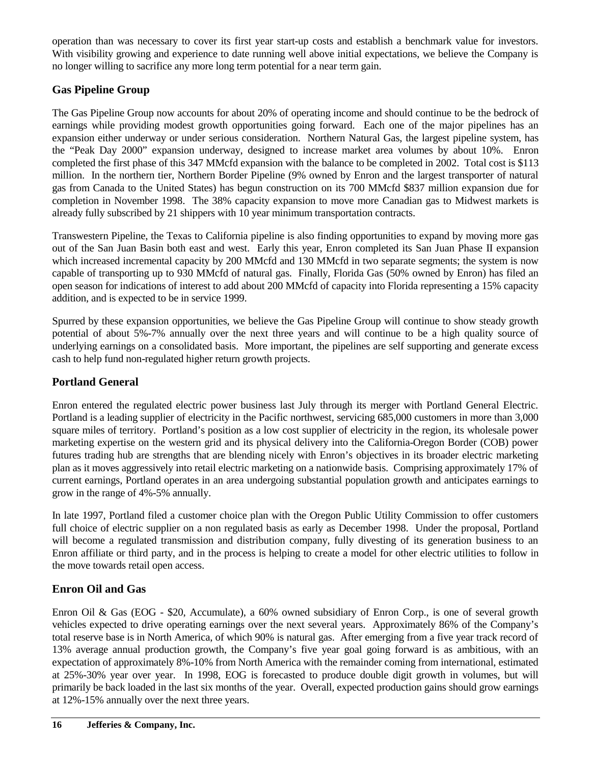operation than was necessary to cover its first year start-up costs and establish a benchmark value for investors. With visibility growing and experience to date running well above initial expectations, we believe the Company is no longer willing to sacrifice any more long term potential for a near term gain.

## Gas Pipeline Group

The Gas Pipeline Group now accounts for about 20% of operating income and should continue to be the bedrock of earnings while providing modest growth opportunities going forward. Each one of the major pipelines has an expansion either underway or under serious consideration. Northern Natural Gas, the largest pipeline system, has the "Peak Day 2000" expansion underway, designed to increase market area volumes by about 10%. Enron completed the first phase of this 347 MMcfd expansion with the balance to be completed in 2002. Total cost is $113 million. In the northern tier, Northern Border Pipeline (9% owned by Enron and the largest transporter of natural gas from Canada to the United States) has begun construction on its 700 MMcfd $837 million expansion due for completion in November 1998. The 38% capacity expansion to move more Canadian gas to Midwest markets is already fully subscribed by 21 shippers with 10 year minimum transportation contracts.

Transwestern Pipeline, the Texas to California pipeline is also finding opportunities to expand by moving more gas out of the San Juan Basin both east and west. Early this year, Enron completed its San Juan Phase II expansion which increased incremental capacity by 200 MMcfd and 130 MMcfd in two separate segments; the system is now capable of transporting up to 930 MMcfd of natural gas. Finally, Florida Gas (50% owned by Enron) has filed an open season for indications of interest to add about 200 MMcfd of capacity into Florida representing a 15% capacity addition, and is expected to be in service 1999.

Spurred by these expansion opportunities, we believe the Gas Pipeline Group will continue to show steady growth potential of about 5%-7% annually over the next three years and will continue to be a high quality source of underlying earnings on a consolidated basis. More important, the pipelines are self supporting and generate excess cash to help fund non-regulated higher return growth projects.

## Portland General

Enron entered the regulated electric power business last July through its merger with Portland General Electric. Portland is a leading supplier of electricity in the Pacific northwest, servicing 685,000 customers in more than 3,000 square miles of territory. Portland's position as a low cost supplier of electricity in the region, its wholesale power marketing expertise on the western grid and its physical delivery into the California-Oregon Border (COB) power futures trading hub are strengths that are blending nicely with Enron's objectives in its broader electric marketing plan as it moves aggressively into retail electric marketing on a nationwide basis. Comprising approximately 17% of current earnings, Portland operates in an area undergoing substantial population growth and anticipates earnings to grow in the range of 4%-5% annually.

In late 1997, Portland filed a customer choice plan with the Oregon Public Utility Commission to offer customers full choice of electric supplier on a non regulated basis as early as December 1998. Under the proposal, Portland will become a regulated transmission and distribution company, fully divesting of its generation business to an Enron affiliate or third party, and in the process is helping to create a model for other electric utilities to follow in the move towards retail open access.

## Enron Oil and Gas

Enron Oil & Gas (EOG - $20, Accumulate), a 60% owned subsidiary of Enron Corp., is one of several growth vehicles expected to drive operating earnings over the next several years. Approximately 86% of the Company's total reserve base is in North America, of which 90% is natural gas. After emerging from a five year track record of 13% average annual production growth, the Company's five year goal going forward is as ambitious, with an expectation of approximately 8%-10% from North America with the remainder coming from international, estimated at 25%-30% year over year. In 1998, EOG is forecasted to produce double digit growth in volumes, but will primarily be back loaded in the last six months of the year. Overall, expected production gains should grow earnings at 12%-15% annually over the next three years.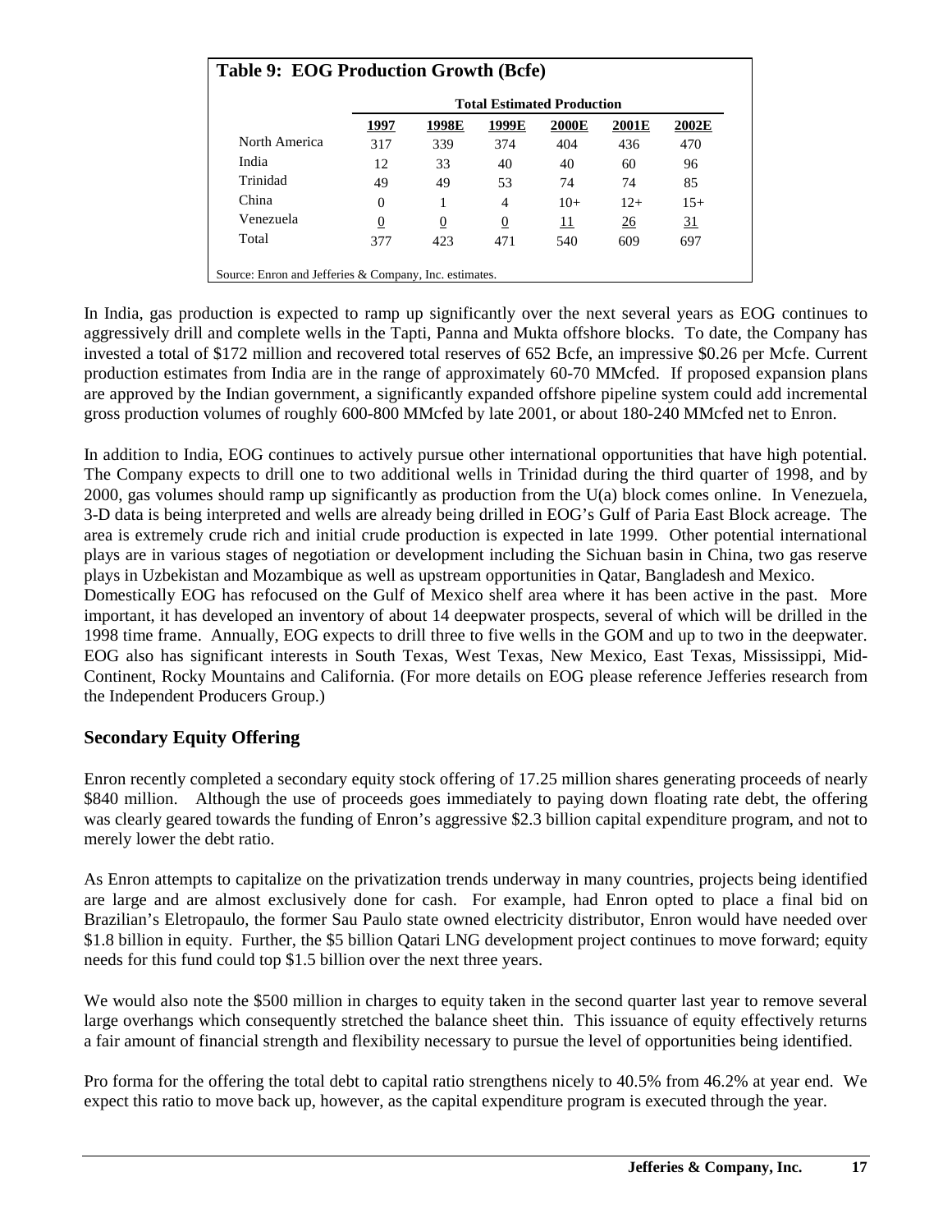**Table 9: EOG Production Growth (Bcfe)**

| | Total Estimated Production | | | | | |
|---|---|---|---|---|---|---|
| | 1997 | 1998E | 1999E | 2000E | 2001E | 2002E |
| North America | 317 | 339 | 374 | 404 | 436 | 470 |
| India | 12 | 33 | 40 | 40 | 60 | 96 |
| Trinidad | 49 | 49 | 53 | 74 | 74 | 85 |
| China | 0 | 1 | 4 | 10+ | 12+ | 15+ |
| Venezuela | 0 | 0 | 0 | 11 | 26 | 31 |
| Total | 377 | 423 | 471 | 540 | 609 | 697 |

Source: Enron and Jefferies & Company, Inc. estimates.

In India, gas production is expected to ramp up significantly over the next several years as EOG continues to aggressively drill and complete wells in the Tapti, Panna and Mukta offshore blocks. To date, the Company has invested a total of $172 million and recovered total reserves of 652 Bcfe, an impressive $0.26 per Mcfe. Current production estimates from India are in the range of approximately 60-70 MMcfed. If proposed expansion plans are approved by the Indian government, a significantly expanded offshore pipeline system could add incremental gross production volumes of roughly 600-800 MMcfed by late 2001, or about 180-240 MMcfed net to Enron.

In addition to India, EOG continues to actively pursue other international opportunities that have high potential. The Company expects to drill one to two additional wells in Trinidad during the third quarter of 1998, and by 2000, gas volumes should ramp up significantly as production from the U(a) block comes online. In Venezuela, 3-D data is being interpreted and wells are already being drilled in EOG's Gulf of Paria East Block acreage. The area is extremely crude rich and initial crude production is expected in late 1999. Other potential international plays are in various stages of negotiation or development including the Sichuan basin in China, two gas reserve plays in Uzbekistan and Mozambique as well as upstream opportunities in Qatar, Bangladesh and Mexico.

Domestically EOG has refocused on the Gulf of Mexico shelf area where it has been active in the past. More important, it has developed an inventory of about 14 deepwater prospects, several of which will be drilled in the 1998 time frame. Annually, EOG expects to drill three to five wells in the GOM and up to two in the deepwater. EOG also has significant interests in South Texas, West Texas, New Mexico, East Texas, Mississippi, Mid-Continent, Rocky Mountains and California. (For more details on EOG please reference Jefferies research from the Independent Producers Group.)

## Secondary Equity Offering

Enron recently completed a secondary equity stock offering of 17.25 million shares generating proceeds of nearly $840 million. Although the use of proceeds goes immediately to paying down floating rate debt, the offering was clearly geared towards the funding of Enron's aggressive $2.3 billion capital expenditure program, and not to merely lower the debt ratio.

As Enron attempts to capitalize on the privatization trends underway in many countries, projects being identified are large and are almost exclusively done for cash. For example, had Enron opted to place a final bid on Brazilian's Eletropaulo, the former Sau Paulo state owned electricity distributor, Enron would have needed over $1.8 billion in equity. Further, the $5 billion Qatari LNG development project continues to move forward; equity needs for this fund could top $1.5 billion over the next three years.

We would also note the $500 million in charges to equity taken in the second quarter last year to remove several large overhangs which consequently stretched the balance sheet thin. This issuance of equity effectively returns a fair amount of financial strength and flexibility necessary to pursue the level of opportunities being identified.

Pro forma for the offering the total debt to capital ratio strengthens nicely to 40.5% from 46.2% at year end. We expect this ratio to move back up, however, as the capital expenditure program is executed through the year.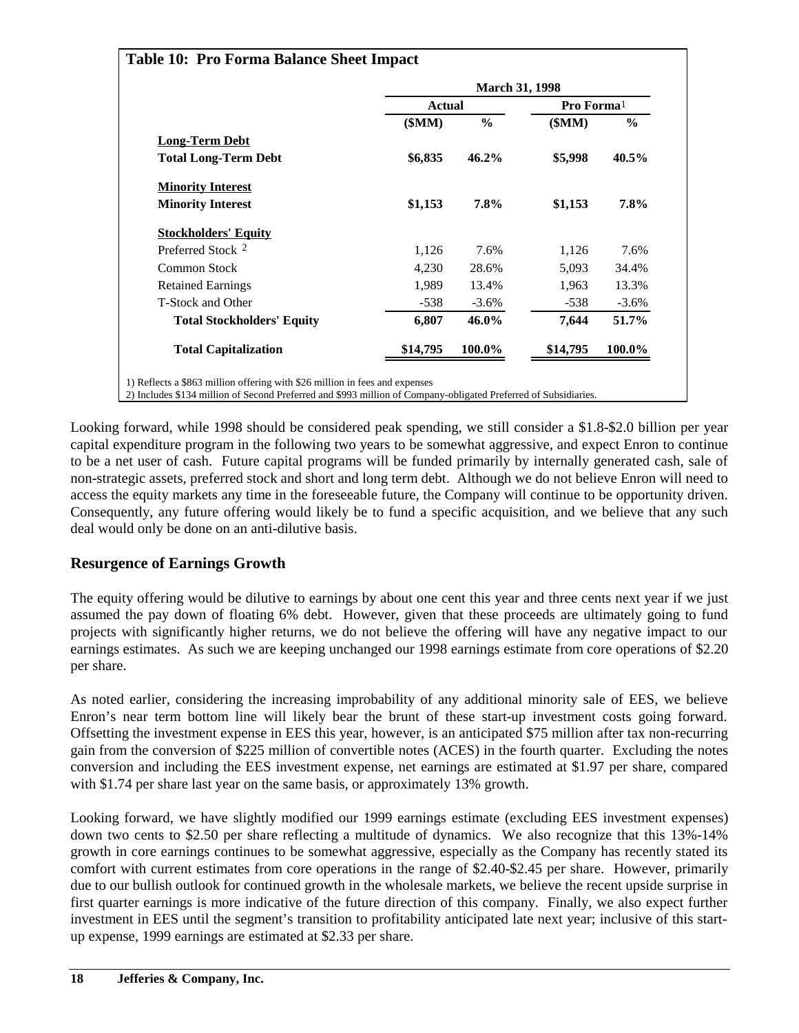**Table 10: Pro Forma Balance Sheet Impact**

| | March 31, 1998 | | | |
|---|---|---|---|---|
| | Actual | | Pro Forma[1] | |
| | ($MM) | % | ($MM) | % |
| **Long-Term Debt** | | | | |
| **Total Long-Term Debt** | **$6,835** | **46.2%** | **$5,998** | **40.5%** |
| **Minority Interest** | | | | |
| **Minority Interest** | **$1,153** | **7.8%** | **$1,153** | **7.8%** |
| **Stockholders' Equity** | | | | |
| Preferred Stock [2] | 1,126 | 7.6% | 1,126 | 7.6% |
| Common Stock | 4,230 | 28.6% | 5,093 | 34.4% |
| Retained Earnings | 1,989 | 13.4% | 1,963 | 13.3% |
| T-Stock and Other | -538 | -3.6% | -538 | -3.6% |
| **Total Stockholders' Equity** | **6,807** | **46.0%** | **7,644** | **51.7%** |
| **Total Capitalization** | **$14,795** | **100.0%** | **$14,795** | **100.0%** |

1) Reflects a $863 million offering with $26 million in fees and expenses
2) Includes $134 million of Second Preferred and $993 million of Company-obligated Preferred of Subsidiaries.

Looking forward, while 1998 should be considered peak spending, we still consider a $1.8-$2.0 billion per year capital expenditure program in the following two years to be somewhat aggressive, and expect Enron to continue to be a net user of cash. Future capital programs will be funded primarily by internally generated cash, sale of non-strategic assets, preferred stock and short and long term debt. Although we do not believe Enron will need to access the equity markets any time in the foreseeable future, the Company will continue to be opportunity driven. Consequently, any future offering would likely be to fund a specific acquisition, and we believe that any such deal would only be done on an anti-dilutive basis.

## Resurgence of Earnings Growth

The equity offering would be dilutive to earnings by about one cent this year and three cents next year if we just assumed the pay down of floating 6% debt. However, given that these proceeds are ultimately going to fund projects with significantly higher returns, we do not believe the offering will have any negative impact to our earnings estimates. As such we are keeping unchanged our 1998 earnings estimate from core operations of $2.20 per share.

As noted earlier, considering the increasing improbability of any additional minority sale of EES, we believe Enron's near term bottom line will likely bear the brunt of these start-up investment costs going forward. Offsetting the investment expense in EES this year, however, is an anticipated $75 million after tax non-recurring gain from the conversion of $225 million of convertible notes (ACES) in the fourth quarter. Excluding the notes conversion and including the EES investment expense, net earnings are estimated at $1.97 per share, compared with $1.74 per share last year on the same basis, or approximately 13% growth.

Looking forward, we have slightly modified our 1999 earnings estimate (excluding EES investment expenses) down two cents to $2.50 per share reflecting a multitude of dynamics. We also recognize that this 13%-14% growth in core earnings continues to be somewhat aggressive, especially as the Company has recently stated its comfort with current estimates from core operations in the range of $2.40-$2.45 per share. However, primarily due to our bullish outlook for continued growth in the wholesale markets, we believe the recent upside surprise in first quarter earnings is more indicative of the future direction of this company. Finally, we also expect further investment in EES until the segment's transition to profitability anticipated late next year; inclusive of this start-up expense, 1999 earnings are estimated at $2.33 per share.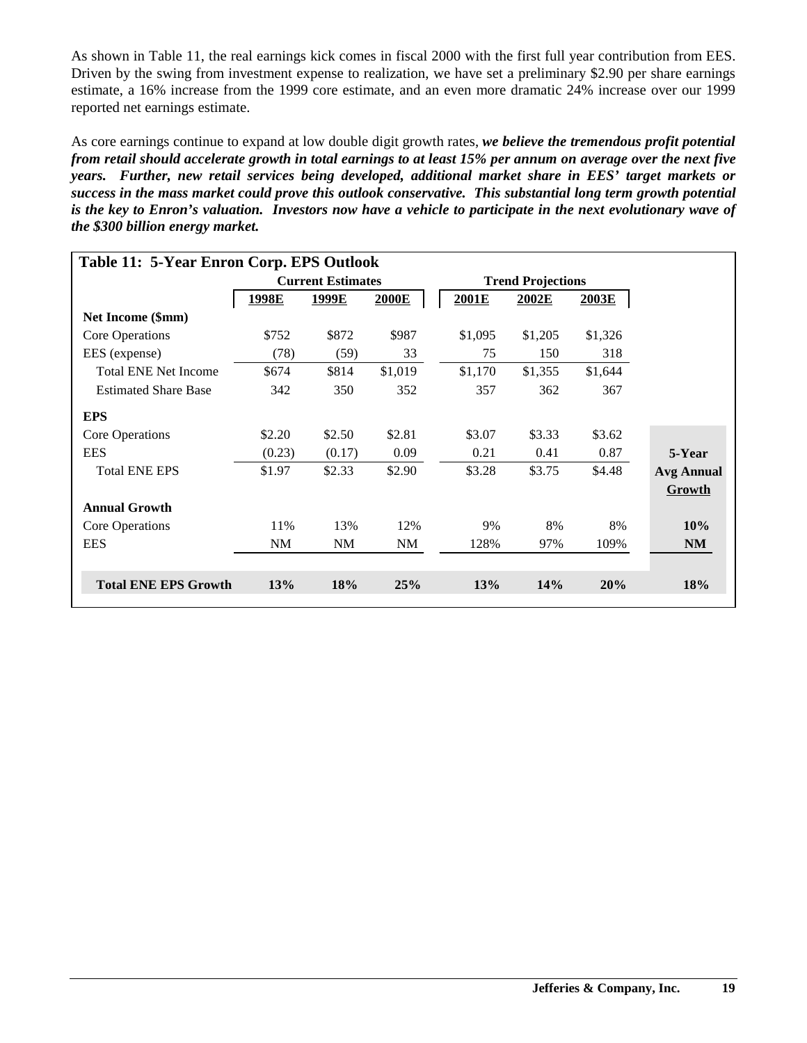As shown in Table 11, the real earnings kick comes in fiscal 2000 with the first full year contribution from EES. Driven by the swing from investment expense to realization, we have set a preliminary $2.90 per share earnings estimate, a 16% increase from the 1999 core estimate, and an even more dramatic 24% increase over our 1999 reported net earnings estimate.

As core earnings continue to expand at low double digit growth rates, ***we believe the tremendous profit potential from retail should accelerate growth in total earnings to at least 15% per annum on average over the next five years. Further, new retail services being developed, additional market share in EES' target markets or success in the mass market could prove this outlook conservative. This substantial long term growth potential is the key to Enron's valuation. Investors now have a vehicle to participate in the next evolutionary wave of the $300 billion energy market.***

**Table 11: 5-Year Enron Corp. EPS Outlook**

| | Current Estimates | | | Trend Projections | | | |
|---|---|---|---|---|---|---|---|
| | 1998E | 1999E | 2000E | 2001E | 2002E | 2003E | 5-Year Avg Annual Growth |
| **Net Income ($mm)** | | | | | | | |
| Core Operations | $752 | $872 | $987 | $1,095 | $1,205 | $1,326 | |
| EES (expense) | (78) | (59) | 33 | 75 | 150 | 318 | |
| Total ENE Net Income | $674 | $814 | $1,019 | $1,170 | $1,355 | $1,644 | |
| Estimated Share Base | 342 | 350 | 352 | 357 | 362 | 367 | |
| **EPS** | | | | | | | |
| Core Operations | $2.20 | $2.50 | $2.81 | $3.07 | $3.33 | $3.62 | |
| EES | (0.23) | (0.17) | 0.09 | 0.21 | 0.41 | 0.87 | |
| Total ENE EPS | $1.97 | $2.33 | $2.90 | $3.28 | $3.75 | $4.48 | |
| **Annual Growth** | | | | | | | |
| Core Operations | 11% | 13% | 12% | 9% | 8% | 8% | **10%** |
| EES | NM | NM | NM | 128% | 97% | 109% | **NM** |
| **Total ENE EPS Growth** | **13%** | **18%** | **25%** | **13%** | **14%** | **20%** | **18%** |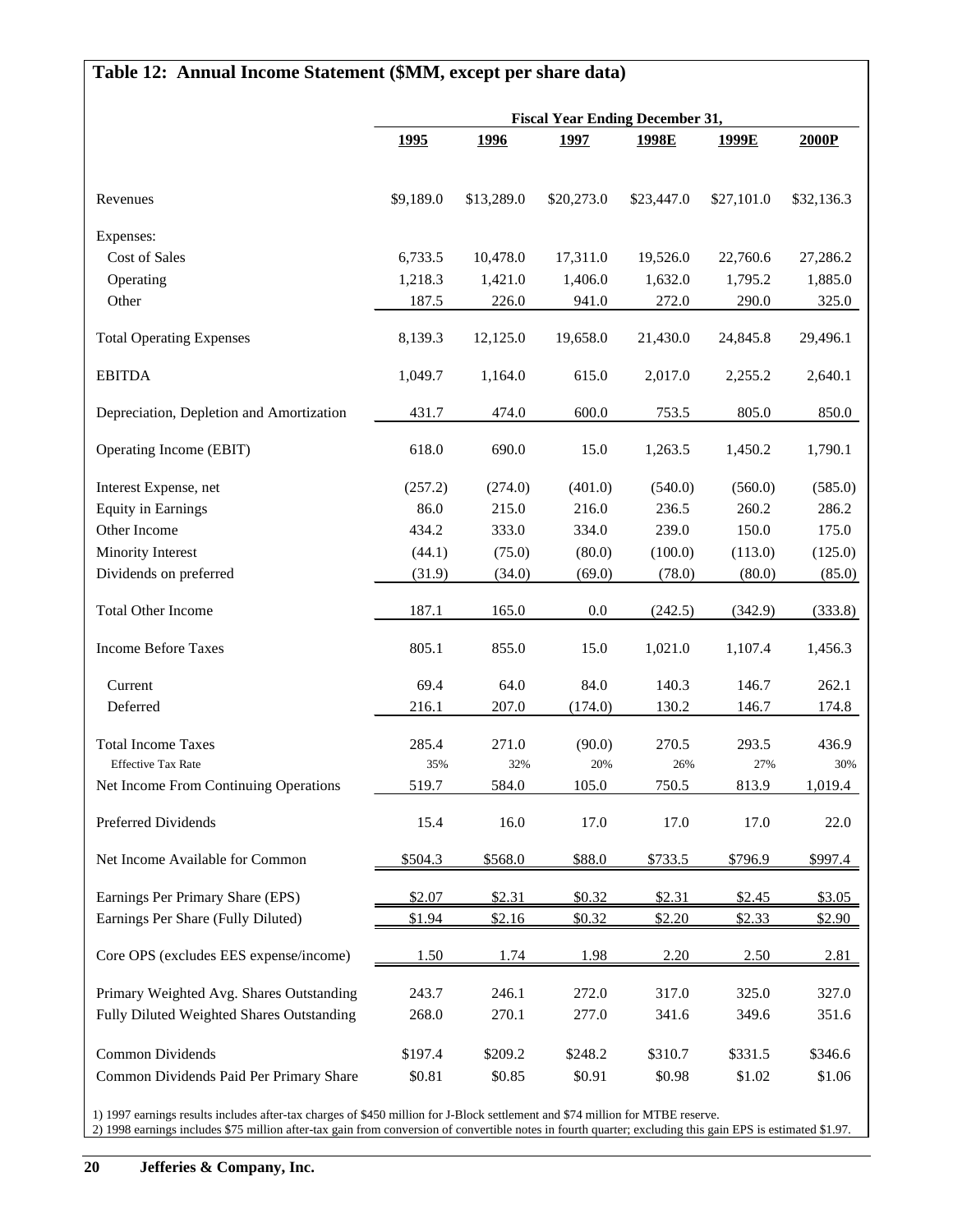## Table 12: Annual Income Statement ($MM, except per share data)

| | Fiscal Year Ending December 31, | | | | | |
|---|---|---|---|---|---|---|
| | 1995 | 1996 | 1997 | 1998E | 1999E | 2000P |
| Revenues | $9,189.0 | $13,289.0 | $20,273.0 | $23,447.0 | $27,101.0 | $32,136.3 |
| Expenses: | | | | | | |
| Cost of Sales | 6,733.5 | 10,478.0 | 17,311.0 | 19,526.0 | 22,760.6 | 27,286.2 |
| Operating | 1,218.3 | 1,421.0 | 1,406.0 | 1,632.0 | 1,795.2 | 1,885.0 |
| Other | 187.5 | 226.0 | 941.0 | 272.0 | 290.0 | 325.0 |
| Total Operating Expenses | 8,139.3 | 12,125.0 | 19,658.0 | 21,430.0 | 24,845.8 | 29,496.1 |
| EBITDA | 1,049.7 | 1,164.0 | 615.0 | 2,017.0 | 2,255.2 | 2,640.1 |
| Depreciation, Depletion and Amortization | 431.7 | 474.0 | 600.0 | 753.5 | 805.0 | 850.0 |
| Operating Income (EBIT) | 618.0 | 690.0 | 15.0 | 1,263.5 | 1,450.2 | 1,790.1 |
| Interest Expense, net | (257.2) | (274.0) | (401.0) | (540.0) | (560.0) | (585.0) |
| Equity in Earnings | 86.0 | 215.0 | 216.0 | 236.5 | 260.2 | 286.2 |
| Other Income | 434.2 | 333.0 | 334.0 | 239.0 | 150.0 | 175.0 |
| Minority Interest | (44.1) | (75.0) | (80.0) | (100.0) | (113.0) | (125.0) |
| Dividends on preferred | (31.9) | (34.0) | (69.0) | (78.0) | (80.0) | (85.0) |
| Total Other Income | 187.1 | 165.0 | 0.0 | (242.5) | (342.9) | (333.8) |
| Income Before Taxes | 805.1 | 855.0 | 15.0 | 1,021.0 | 1,107.4 | 1,456.3 |
| Current | 69.4 | 64.0 | 84.0 | 140.3 | 146.7 | 262.1 |
| Deferred | 216.1 | 207.0 | (174.0) | 130.2 | 146.7 | 174.8 |
| Total Income Taxes | 285.4 | 271.0 | (90.0) | 270.5 | 293.5 | 436.9 |
| Effective Tax Rate | 35% | 32% | 20% | 26% | 27% | 30% |
| Net Income From Continuing Operations | 519.7 | 584.0 | 105.0 | 750.5 | 813.9 | 1,019.4 |
| Preferred Dividends | 15.4 | 16.0 | 17.0 | 17.0 | 17.0 | 22.0 |
| Net Income Available for Common | $504.3 | $568.0 | $88.0 | $733.5 | $796.9 | $997.4 |
| Earnings Per Primary Share (EPS) | $2.07 | $2.31 | $0.32 | $2.31 | $2.45 | $3.05 |
| Earnings Per Share (Fully Diluted) | $1.94 | $2.16 | $0.32 | $2.20 | $2.33 | $2.90 |
| Core OPS (excludes EES expense/income) | 1.50 | 1.74 | 1.98 | 2.20 | 2.50 | 2.81 |
| Primary Weighted Avg. Shares Outstanding | 243.7 | 246.1 | 272.0 | 317.0 | 325.0 | 327.0 |
| Fully Diluted Weighted Shares Outstanding | 268.0 | 270.1 | 277.0 | 341.6 | 349.6 | 351.6 |
| Common Dividends | $197.4 | $209.2 | $248.2 | $310.7 | $331.5 | $346.6 |
| Common Dividends Paid Per Primary Share | $0.81 | $0.85 | $0.91 | $0.98 | $1.02 | $1.06 |

1) 1997 earnings results includes after-tax charges of $450 million for J-Block settlement and $74 million for MTBE reserve.
2) 1998 earnings includes $75 million after-tax gain from conversion of convertible notes in fourth quarter; excluding this gain EPS is estimated $1.97.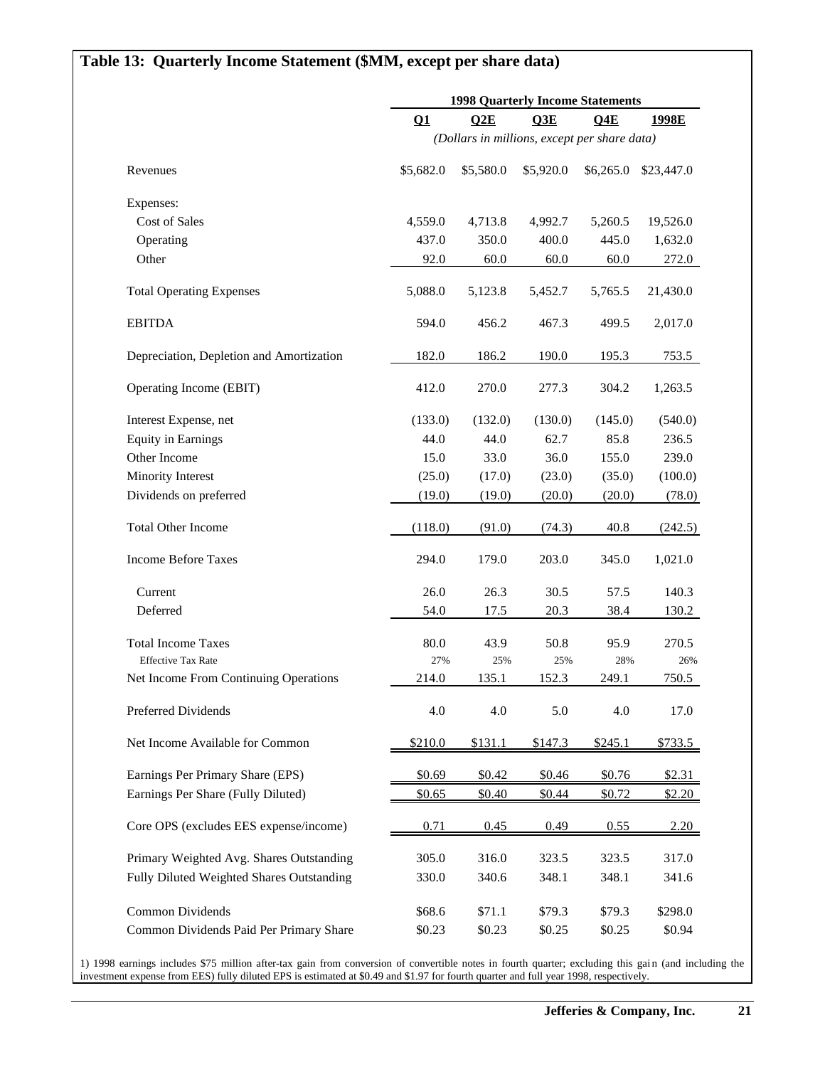## Table 13: Quarterly Income Statement ($MM, except per share data)

| | 1998 Quarterly Income Statements | | | | |
|---|---|---|---|---|---|
| | **Q1** | **Q2E** | **Q3E** | **Q4E** | **1998E** |
| | *(Dollars in millions, except per share data)* | | | | |
| Revenues | $5,682.0 | $5,580.0 | $5,920.0 | $6,265.0 | $23,447.0 |
| Expenses: | | | | | |
| Cost of Sales | 4,559.0 | 4,713.8 | 4,992.7 | 5,260.5 | 19,526.0 |
| Operating | 437.0 | 350.0 | 400.0 | 445.0 | 1,632.0 |
| Other | 92.0 | 60.0 | 60.0 | 60.0 | 272.0 |
| Total Operating Expenses | 5,088.0 | 5,123.8 | 5,452.7 | 5,765.5 | 21,430.0 |
| EBITDA | 594.0 | 456.2 | 467.3 | 499.5 | 2,017.0 |
| Depreciation, Depletion and Amortization | 182.0 | 186.2 | 190.0 | 195.3 | 753.5 |
| Operating Income (EBIT) | 412.0 | 270.0 | 277.3 | 304.2 | 1,263.5 |
| Interest Expense, net | (133.0) | (132.0) | (130.0) | (145.0) | (540.0) |
| Equity in Earnings | 44.0 | 44.0 | 62.7 | 85.8 | 236.5 |
| Other Income | 15.0 | 33.0 | 36.0 | 155.0 | 239.0 |
| Minority Interest | (25.0) | (17.0) | (23.0) | (35.0) | (100.0) |
| Dividends on preferred | (19.0) | (19.0) | (20.0) | (20.0) | (78.0) |
| Total Other Income | (118.0) | (91.0) | (74.3) | 40.8 | (242.5) |
| Income Before Taxes | 294.0 | 179.0 | 203.0 | 345.0 | 1,021.0 |
| Current | 26.0 | 26.3 | 30.5 | 57.5 | 140.3 |
| Deferred | 54.0 | 17.5 | 20.3 | 38.4 | 130.2 |
| Total Income Taxes | 80.0 | 43.9 | 50.8 | 95.9 | 270.5 |
| Effective Tax Rate | 27% | 25% | 25% | 28% | 26% |
| Net Income From Continuing Operations | 214.0 | 135.1 | 152.3 | 249.1 | 750.5 |
| Preferred Dividends | 4.0 | 4.0 | 5.0 | 4.0 | 17.0 |
| Net Income Available for Common | $210.0 | $131.1 | $147.3 | $245.1 | $733.5 |
| Earnings Per Primary Share (EPS) | $0.69 | $0.42 | $0.46 | $0.76 | $2.31 |
| Earnings Per Share (Fully Diluted) | $0.65 | $0.40 | $0.44 | $0.72 | $2.20 |
| Core OPS (excludes EES expense/income) | 0.71 | 0.45 | 0.49 | 0.55 | 2.20 |
| Primary Weighted Avg. Shares Outstanding | 305.0 | 316.0 | 323.5 | 323.5 | 317.0 |
| Fully Diluted Weighted Shares Outstanding | 330.0 | 340.6 | 348.1 | 348.1 | 341.6 |
| Common Dividends | $68.6 | $71.1 | $79.3 | $79.3 | $298.0 |
| Common Dividends Paid Per Primary Share | $0.23 | $0.23 | $0.25 | $0.25 | $0.94 |

1) 1998 earnings includes $75 million after-tax gain from conversion of convertible notes in fourth quarter; excluding this gain (and including the investment expense from EES) fully diluted EPS is estimated at $0.49 and $1.97 for fourth quarter and full year 1998, respectively.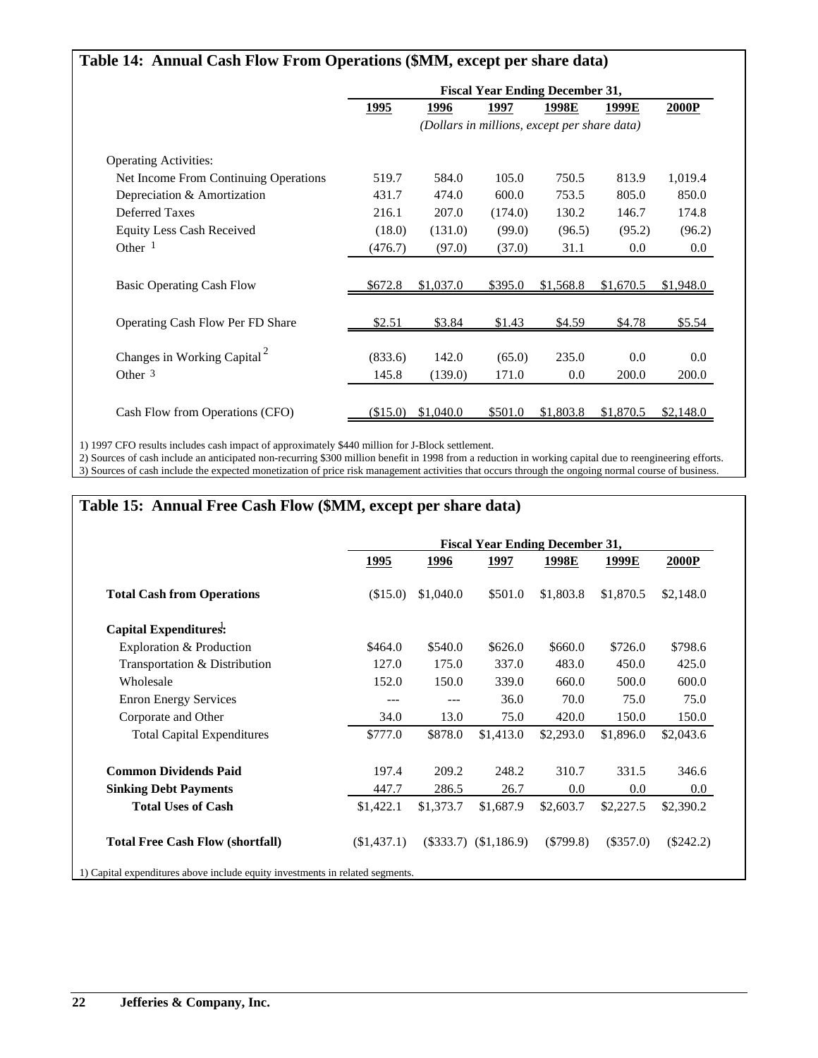## Table 14: Annual Cash Flow From Operations ($MM, except per share data)

| | Fiscal Year Ending December 31, | | | | | |
|---|---|---|---|---|---|---|
| | **1995** | **1996** | **1997** | **1998E** | **1999E** | **2000P** |
| | *(Dollars in millions, except per share data)* | | | | | |
| Operating Activities: | | | | | | |
| Net Income From Continuing Operations | 519.7 | 584.0 | 105.0 | 750.5 | 813.9 | 1,019.4 |
| Depreciation & Amortization | 431.7 | 474.0 | 600.0 | 753.5 | 805.0 | 850.0 |
| Deferred Taxes | 216.1 | 207.0 | (174.0) | 130.2 | 146.7 | 174.8 |
| Equity Less Cash Received | (18.0) | (131.0) | (99.0) | (96.5) | (95.2) | (96.2) |
| Other [1] | (476.7) | (97.0) | (37.0) | 31.1 | 0.0 | 0.0 |
| Basic Operating Cash Flow | $672.8 | $1,037.0 | $395.0 | $1,568.8 | $1,670.5 | $1,948.0 |
| Operating Cash Flow Per FD Share | $2.51 | $3.84 | $1.43 | $4.59 | $4.78 | $5.54 |
| Changes in Working Capital [2] | (833.6) | 142.0 | (65.0) | 235.0 | 0.0 | 0.0 |
| Other [3] | 145.8 | (139.0) | 171.0 | 0.0 | 200.0 | 200.0 |
| Cash Flow from Operations (CFO) | ($15.0) | $1,040.0 | $501.0 | $1,803.8 | $1,870.5 | $2,148.0 |

1) 1997 CFO results includes cash impact of approximately $440 million for J-Block settlement.
2) Sources of cash include an anticipated non-recurring $300 million benefit in 1998 from a reduction in working capital due to reengineering efforts.
3) Sources of cash include the expected monetization of price risk management activities that occurs through the ongoing normal course of business.

## Table 15: Annual Free Cash Flow ($MM, except per share data)

| | Fiscal Year Ending December 31, | | | | | |
|---|---|---|---|---|---|---|
| | **1995** | **1996** | **1997** | **1998E** | **1999E** | **2000P** |
| **Total Cash from Operations** | ($15.0) | $1,040.0 | $501.0 | $1,803.8 | $1,870.5 | $2,148.0 |
| **Capital Expenditures[1]:** | | | | | | |
| Exploration & Production | $464.0 | $540.0 | $626.0 | $660.0 | $726.0 | $798.6 |
| Transportation & Distribution | 127.0 | 175.0 | 337.0 | 483.0 | 450.0 | 425.0 |
| Wholesale | 152.0 | 150.0 | 339.0 | 660.0 | 500.0 | 600.0 |
| Enron Energy Services | --- | --- | 36.0 | 70.0 | 75.0 | 75.0 |
| Corporate and Other | 34.0 | 13.0 | 75.0 | 420.0 | 150.0 | 150.0 |
| Total Capital Expenditures | $777.0 | $878.0 | $1,413.0 | $2,293.0 | $1,896.0 | $2,043.6 |
| **Common Dividends Paid** | 197.4 | 209.2 | 248.2 | 310.7 | 331.5 | 346.6 |
| **Sinking Debt Payments** | 447.7 | 286.5 | 26.7 | 0.0 | 0.0 | 0.0 |
| **Total Uses of Cash** | $1,422.1 | $1,373.7 | $1,687.9 | $2,603.7 | $2,227.5 | $2,390.2 |
| **Total Free Cash Flow (shortfall)** | ($1,437.1) | ($333.7) | ($1,186.9) | ($799.8) | ($357.0) | ($242.2) |

1) Capital expenditures above include equity investments in related segments.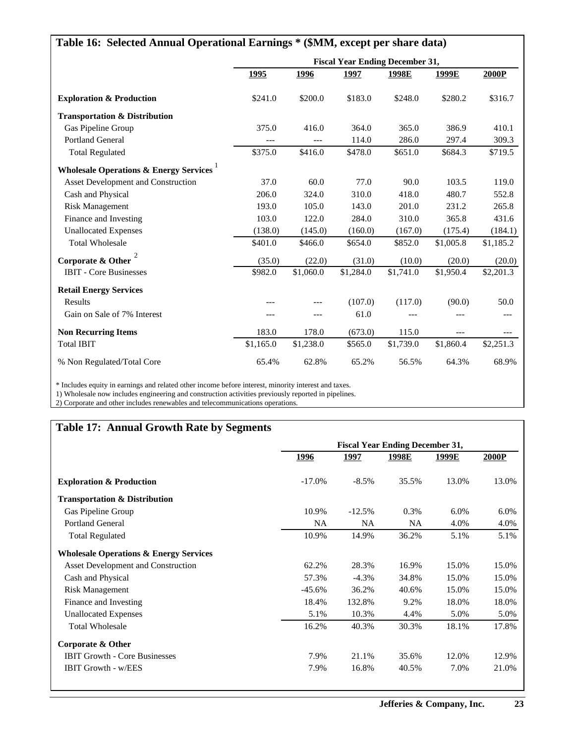## Table 16: Selected Annual Operational Earnings * ($MM, except per share data)

| | Fiscal Year Ending December 31, | | | | | |
|---|---|---|---|---|---|---|
| | 1995 | 1996 | 1997 | 1998E | 1999E | 2000P |
| **Exploration & Production** | $241.0 | $200.0 | $183.0 | $248.0 | $280.2 | $316.7 |
| **Transportation & Distribution** | | | | | | |
| Gas Pipeline Group | 375.0 | 416.0 | 364.0 | 365.0 | 386.9 | 410.1 |
| Portland General | --- | --- | 114.0 | 286.0 | 297.4 | 309.3 |
| Total Regulated | $375.0 | $416.0 | $478.0 | $651.0 | $684.3 | $719.5 |
| **Wholesale Operations & Energy Services** [1] | | | | | | |
| Asset Development and Construction | 37.0 | 60.0 | 77.0 | 90.0 | 103.5 | 119.0 |
| Cash and Physical | 206.0 | 324.0 | 310.0 | 418.0 | 480.7 | 552.8 |
| Risk Management | 193.0 | 105.0 | 143.0 | 201.0 | 231.2 | 265.8 |
| Finance and Investing | 103.0 | 122.0 | 284.0 | 310.0 | 365.8 | 431.6 |
| Unallocated Expenses | (138.0) | (145.0) | (160.0) | (167.0) | (175.4) | (184.1) |
| Total Wholesale | $401.0 | $466.0 | $654.0 | $852.0 | $1,005.8 | $1,185.2 |
| **Corporate & Other** [2] | (35.0) | (22.0) | (31.0) | (10.0) | (20.0) | (20.0) |
| IBIT - Core Businesses | $982.0 | $1,060.0 | $1,284.0 | $1,741.0 | $1,950.4 | $2,201.3 |
| **Retail Energy Services** | | | | | | |
| Results | --- | --- | (107.0) | (117.0) | (90.0) | 50.0 |
| Gain on Sale of 7% Interest | --- | --- | 61.0 | --- | --- | --- |
| **Non Recurring Items** | 183.0 | 178.0 | (673.0) | 115.0 | --- | --- |
| Total IBIT | $1,165.0 | $1,238.0 | $565.0 | $1,739.0 | $1,860.4 | $2,251.3 |
| % Non Regulated/Total Core | 65.4% | 62.8% | 65.2% | 56.5% | 64.3% | 68.9% |

* Includes equity in earnings and related other income before interest, minority interest and taxes.
1) Wholesale now includes engineering and construction activities previously reported in pipelines.
2) Corporate and other includes renewables and telecommunications operations.

## Table 17: Annual Growth Rate by Segments

| | Fiscal Year Ending December 31, | | | | |
|---|---|---|---|---|---|
| | 1996 | 1997 | 1998E | 1999E | 2000P |
| **Exploration & Production** | -17.0% | -8.5% | 35.5% | 13.0% | 13.0% |
| **Transportation & Distribution** | | | | | |
| Gas Pipeline Group | 10.9% | -12.5% | 0.3% | 6.0% | 6.0% |
| Portland General | NA | NA | NA | 4.0% | 4.0% |
| Total Regulated | 10.9% | 14.9% | 36.2% | 5.1% | 5.1% |
| **Wholesale Operations & Energy Services** | | | | | |
| Asset Development and Construction | 62.2% | 28.3% | 16.9% | 15.0% | 15.0% |
| Cash and Physical | 57.3% | -4.3% | 34.8% | 15.0% | 15.0% |
| Risk Management | -45.6% | 36.2% | 40.6% | 15.0% | 15.0% |
| Finance and Investing | 18.4% | 132.8% | 9.2% | 18.0% | 18.0% |
| Unallocated Expenses | 5.1% | 10.3% | 4.4% | 5.0% | 5.0% |
| Total Wholesale | 16.2% | 40.3% | 30.3% | 18.1% | 17.8% |
| **Corporate & Other** | | | | | |
| IBIT Growth - Core Businesses | 7.9% | 21.1% | 35.6% | 12.0% | 12.9% |
| IBIT Growth - w/EES | 7.9% | 16.8% | 40.5% | 7.0% | 21.0% |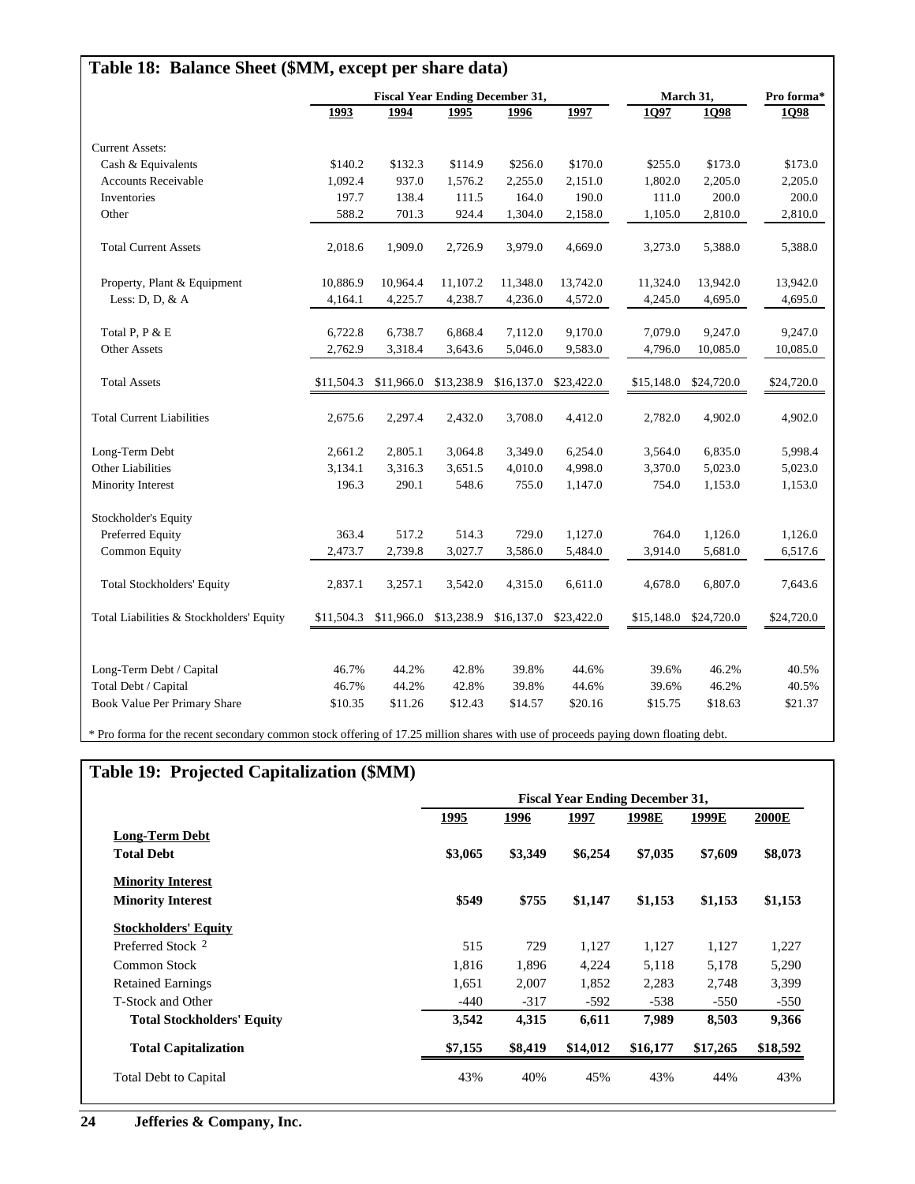## Table 18: Balance Sheet ($MM, except per share data)

| | Fiscal Year Ending December 31, | | | | | March 31, | | Pro forma* |
|---|---|---|---|---|---|---|---|---|
| | 1993 | 1994 | 1995 | 1996 | 1997 | 1Q97 | 1Q98 | 1Q98 |
| Current Assets: | | | | | | | | |
| Cash & Equivalents | $140.2 | $132.3 | $114.9 | $256.0 | $170.0 | $255.0 | $173.0 | $173.0 |
| Accounts Receivable | 1,092.4 | 937.0 | 1,576.2 | 2,255.0 | 2,151.0 | 1,802.0 | 2,205.0 | 2,205.0 |
| Inventories | 197.7 | 138.4 | 111.5 | 164.0 | 190.0 | 111.0 | 200.0 | 200.0 |
| Other | 588.2 | 701.3 | 924.4 | 1,304.0 | 2,158.0 | 1,105.0 | 2,810.0 | 2,810.0 |
| Total Current Assets | 2,018.6 | 1,909.0 | 2,726.9 | 3,979.0 | 4,669.0 | 3,273.0 | 5,388.0 | 5,388.0 |
| Property, Plant & Equipment | 10,886.9 | 10,964.4 | 11,107.2 | 11,348.0 | 13,742.0 | 11,324.0 | 13,942.0 | 13,942.0 |
| Less: D, D, & A | 4,164.1 | 4,225.7 | 4,238.7 | 4,236.0 | 4,572.0 | 4,245.0 | 4,695.0 | 4,695.0 |
| Total P, P & E | 6,722.8 | 6,738.7 | 6,868.4 | 7,112.0 | 9,170.0 | 7,079.0 | 9,247.0 | 9,247.0 |
| Other Assets | 2,762.9 | 3,318.4 | 3,643.6 | 5,046.0 | 9,583.0 | 4,796.0 | 10,085.0 | 10,085.0 |
| Total Assets | $11,504.3 | $11,966.0 | $13,238.9 | $16,137.0 | $23,422.0 | $15,148.0 | $24,720.0 | $24,720.0 |
| Total Current Liabilities | 2,675.6 | 2,297.4 | 2,432.0 | 3,708.0 | 4,412.0 | 2,782.0 | 4,902.0 | 4,902.0 |
| Long-Term Debt | 2,661.2 | 2,805.1 | 3,064.8 | 3,349.0 | 6,254.0 | 3,564.0 | 6,835.0 | 5,998.4 |
| Other Liabilities | 3,134.1 | 3,316.3 | 3,651.5 | 4,010.0 | 4,998.0 | 3,370.0 | 5,023.0 | 5,023.0 |
| Minority Interest | 196.3 | 290.1 | 548.6 | 755.0 | 1,147.0 | 754.0 | 1,153.0 | 1,153.0 |
| Stockholder's Equity | | | | | | | | |
| Preferred Equity | 363.4 | 517.2 | 514.3 | 729.0 | 1,127.0 | 764.0 | 1,126.0 | 1,126.0 |
| Common Equity | 2,473.7 | 2,739.8 | 3,027.7 | 3,586.0 | 5,484.0 | 3,914.0 | 5,681.0 | 6,517.6 |
| Total Stockholders' Equity | 2,837.1 | 3,257.1 | 3,542.0 | 4,315.0 | 6,611.0 | 4,678.0 | 6,807.0 | 7,643.6 |
| Total Liabilities & Stockholders' Equity | $11,504.3 | $11,966.0 | $13,238.9 | $16,137.0 | $23,422.0 | $15,148.0 | $24,720.0 | $24,720.0 |
| Long-Term Debt / Capital | 46.7% | 44.2% | 42.8% | 39.8% | 44.6% | 39.6% | 46.2% | 40.5% |
| Total Debt / Capital | 46.7% | 44.2% | 42.8% | 39.8% | 44.6% | 39.6% | 46.2% | 40.5% |
| Book Value Per Primary Share | $10.35 | $11.26 | $12.43 | $14.57 | $20.16 | $15.75 | $18.63 | $21.37 |

* Pro forma for the recent secondary common stock offering of 17.25 million shares with use of proceeds paying down floating debt.

## Table 19: Projected Capitalization ($MM)

| | Fiscal Year Ending December 31, | | | | | |
|---|---|---|---|---|---|---|
| | 1995 | 1996 | 1997 | 1998E | 1999E | 2000E |
| **Long-Term Debt** | | | | | | |
| **Total Debt** | **$3,065** | **$3,349** | **$6,254** | **$7,035** | **$7,609** | **$8,073** |
| **Minority Interest** | | | | | | |
| **Minority Interest** | **$549** | **$755** | **$1,147** | **$1,153** | **$1,153** | **$1,153** |
| **Stockholders' Equity** | | | | | | |
| Preferred Stock [2] | 515 | 729 | 1,127 | 1,127 | 1,127 | 1,227 |
| Common Stock | 1,816 | 1,896 | 4,224 | 5,118 | 5,178 | 5,290 |
| Retained Earnings | 1,651 | 2,007 | 1,852 | 2,283 | 2,748 | 3,399 |
| T-Stock and Other | -440 | -317 | -592 | -538 | -550 | -550 |
| **Total Stockholders' Equity** | **3,542** | **4,315** | **6,611** | **7,989** | **8,503** | **9,366** |
| **Total Capitalization** | **$7,155** | **$8,419** | **$14,012** | **$16,177** | **$17,265** | **$18,592** |
| Total Debt to Capital | 43% | 40% | 45% | 43% | 44% | 43% |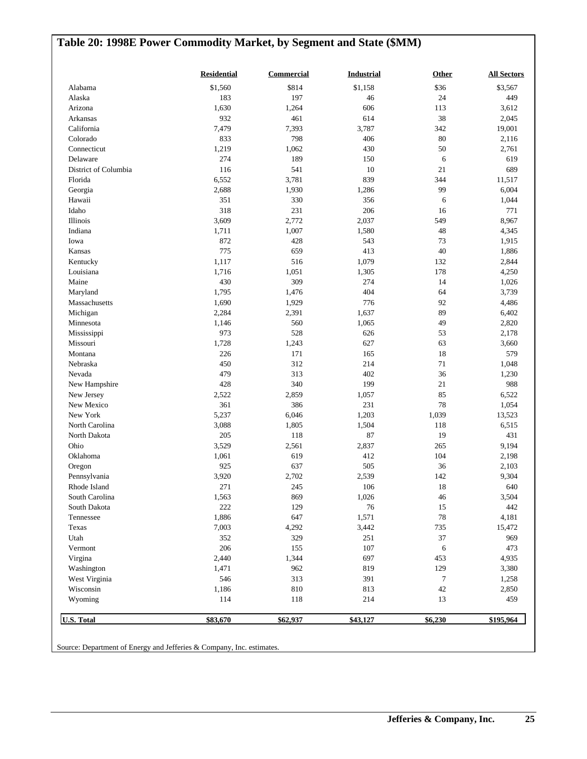## Table 20: 1998E Power Commodity Market, by Segment and State ($MM)

| | Residential | Commercial | Industrial | Other | All Sectors |
|---|---|---|---|---|---|
| Alabama | $1,560 | $814 | $1,158 | $36 | $3,567 |
| Alaska | 183 | 197 | 46 | 24 | 449 |
| Arizona | 1,630 | 1,264 | 606 | 113 | 3,612 |
| Arkansas | 932 | 461 | 614 | 38 | 2,045 |
| California | 7,479 | 7,393 | 3,787 | 342 | 19,001 |
| Colorado | 833 | 798 | 406 | 80 | 2,116 |
| Connecticut | 1,219 | 1,062 | 430 | 50 | 2,761 |
| Delaware | 274 | 189 | 150 | 6 | 619 |
| District of Columbia | 116 | 541 | 10 | 21 | 689 |
| Florida | 6,552 | 3,781 | 839 | 344 | 11,517 |
| Georgia | 2,688 | 1,930 | 1,286 | 99 | 6,004 |
| Hawaii | 351 | 330 | 356 | 6 | 1,044 |
| Idaho | 318 | 231 | 206 | 16 | 771 |
| Illinois | 3,609 | 2,772 | 2,037 | 549 | 8,967 |
| Indiana | 1,711 | 1,007 | 1,580 | 48 | 4,345 |
| Iowa | 872 | 428 | 543 | 73 | 1,915 |
| Kansas | 775 | 659 | 413 | 40 | 1,886 |
| Kentucky | 1,117 | 516 | 1,079 | 132 | 2,844 |
| Louisiana | 1,716 | 1,051 | 1,305 | 178 | 4,250 |
| Maine | 430 | 309 | 274 | 14 | 1,026 |
| Maryland | 1,795 | 1,476 | 404 | 64 | 3,739 |
| Massachusetts | 1,690 | 1,929 | 776 | 92 | 4,486 |
| Michigan | 2,284 | 2,391 | 1,637 | 89 | 6,402 |
| Minnesota | 1,146 | 560 | 1,065 | 49 | 2,820 |
| Mississippi | 973 | 528 | 626 | 53 | 2,178 |
| Missouri | 1,728 | 1,243 | 627 | 63 | 3,660 |
| Montana | 226 | 171 | 165 | 18 | 579 |
| Nebraska | 450 | 312 | 214 | 71 | 1,048 |
| Nevada | 479 | 313 | 402 | 36 | 1,230 |
| New Hampshire | 428 | 340 | 199 | 21 | 988 |
| New Jersey | 2,522 | 2,859 | 1,057 | 85 | 6,522 |
| New Mexico | 361 | 386 | 231 | 78 | 1,054 |
| New York | 5,237 | 6,046 | 1,203 | 1,039 | 13,523 |
| North Carolina | 3,088 | 1,805 | 1,504 | 118 | 6,515 |
| North Dakota | 205 | 118 | 87 | 19 | 431 |
| Ohio | 3,529 | 2,561 | 2,837 | 265 | 9,194 |
| Oklahoma | 1,061 | 619 | 412 | 104 | 2,198 |
| Oregon | 925 | 637 | 505 | 36 | 2,103 |
| Pennsylvania | 3,920 | 2,702 | 2,539 | 142 | 9,304 |
| Rhode Island | 271 | 245 | 106 | 18 | 640 |
| South Carolina | 1,563 | 869 | 1,026 | 46 | 3,504 |
| South Dakota | 222 | 129 | 76 | 15 | 442 |
| Tennessee | 1,886 | 647 | 1,571 | 78 | 4,181 |
| Texas | 7,003 | 4,292 | 3,442 | 735 | 15,472 |
| Utah | 352 | 329 | 251 | 37 | 969 |
| Vermont | 206 | 155 | 107 | 6 | 473 |
| Virgina | 2,440 | 1,344 | 697 | 453 | 4,935 |
| Washington | 1,471 | 962 | 819 | 129 | 3,380 |
| West Virginia | 546 | 313 | 391 | 7 | 1,258 |
| Wisconsin | 1,186 | 810 | 813 | 42 | 2,850 |
| Wyoming | 114 | 118 | 214 | 13 | 459 |
| **U.S. Total** | **$83,670** | **$62,937** | **$43,127** | **$6,230** | **$195,964** |

Source: Department of Energy and Jefferies & Company, Inc. estimates.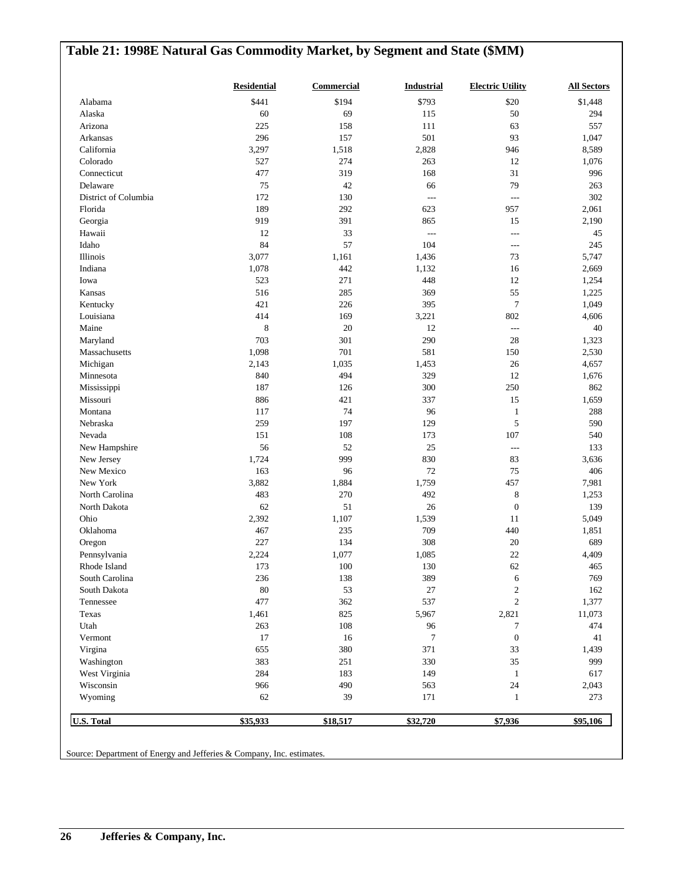## Table 21: 1998E Natural Gas Commodity Market, by Segment and State ($MM)

| | Residential | Commercial | Industrial | Electric Utility | All Sectors |
|---|---|---|---|---|---|
| Alabama | $441 | $194 | $793 | $20 | $1,448 |
| Alaska | 60 | 69 | 115 | 50 | 294 |
| Arizona | 225 | 158 | 111 | 63 | 557 |
| Arkansas | 296 | 157 | 501 | 93 | 1,047 |
| California | 3,297 | 1,518 | 2,828 | 946 | 8,589 |
| Colorado | 527 | 274 | 263 | 12 | 1,076 |
| Connecticut | 477 | 319 | 168 | 31 | 996 |
| Delaware | 75 | 42 | 66 | 79 | 263 |
| District of Columbia | 172 | 130 | --- | --- | 302 |
| Florida | 189 | 292 | 623 | 957 | 2,061 |
| Georgia | 919 | 391 | 865 | 15 | 2,190 |
| Hawaii | 12 | 33 | --- | --- | 45 |
| Idaho | 84 | 57 | 104 | --- | 245 |
| Illinois | 3,077 | 1,161 | 1,436 | 73 | 5,747 |
| Indiana | 1,078 | 442 | 1,132 | 16 | 2,669 |
| Iowa | 523 | 271 | 448 | 12 | 1,254 |
| Kansas | 516 | 285 | 369 | 55 | 1,225 |
| Kentucky | 421 | 226 | 395 | 7 | 1,049 |
| Louisiana | 414 | 169 | 3,221 | 802 | 4,606 |
| Maine | 8 | 20 | 12 | --- | 40 |
| Maryland | 703 | 301 | 290 | 28 | 1,323 |
| Massachusetts | 1,098 | 701 | 581 | 150 | 2,530 |
| Michigan | 2,143 | 1,035 | 1,453 | 26 | 4,657 |
| Minnesota | 840 | 494 | 329 | 12 | 1,676 |
| Mississippi | 187 | 126 | 300 | 250 | 862 |
| Missouri | 886 | 421 | 337 | 15 | 1,659 |
| Montana | 117 | 74 | 96 | 1 | 288 |
| Nebraska | 259 | 197 | 129 | 5 | 590 |
| Nevada | 151 | 108 | 173 | 107 | 540 |
| New Hampshire | 56 | 52 | 25 | --- | 133 |
| New Jersey | 1,724 | 999 | 830 | 83 | 3,636 |
| New Mexico | 163 | 96 | 72 | 75 | 406 |
| New York | 3,882 | 1,884 | 1,759 | 457 | 7,981 |
| North Carolina | 483 | 270 | 492 | 8 | 1,253 |
| North Dakota | 62 | 51 | 26 | 0 | 139 |
| Ohio | 2,392 | 1,107 | 1,539 | 11 | 5,049 |
| Oklahoma | 467 | 235 | 709 | 440 | 1,851 |
| Oregon | 227 | 134 | 308 | 20 | 689 |
| Pennsylvania | 2,224 | 1,077 | 1,085 | 22 | 4,409 |
| Rhode Island | 173 | 100 | 130 | 62 | 465 |
| South Carolina | 236 | 138 | 389 | 6 | 769 |
| South Dakota | 80 | 53 | 27 | 2 | 162 |
| Tennessee | 477 | 362 | 537 | 2 | 1,377 |
| Texas | 1,461 | 825 | 5,967 | 2,821 | 11,073 |
| Utah | 263 | 108 | 96 | 7 | 474 |
| Vermont | 17 | 16 | 7 | 0 | 41 |
| Virgina | 655 | 380 | 371 | 33 | 1,439 |
| Washington | 383 | 251 | 330 | 35 | 999 |
| West Virginia | 284 | 183 | 149 | 1 | 617 |
| Wisconsin | 966 | 490 | 563 | 24 | 2,043 |
| Wyoming | 62 | 39 | 171 | 1 | 273 |
| **U.S. Total** | **$35,933** | **$18,517** | **$32,720** | **$7,936** | **$95,106** |

Source: Department of Energy and Jefferies & Company, Inc. estimates.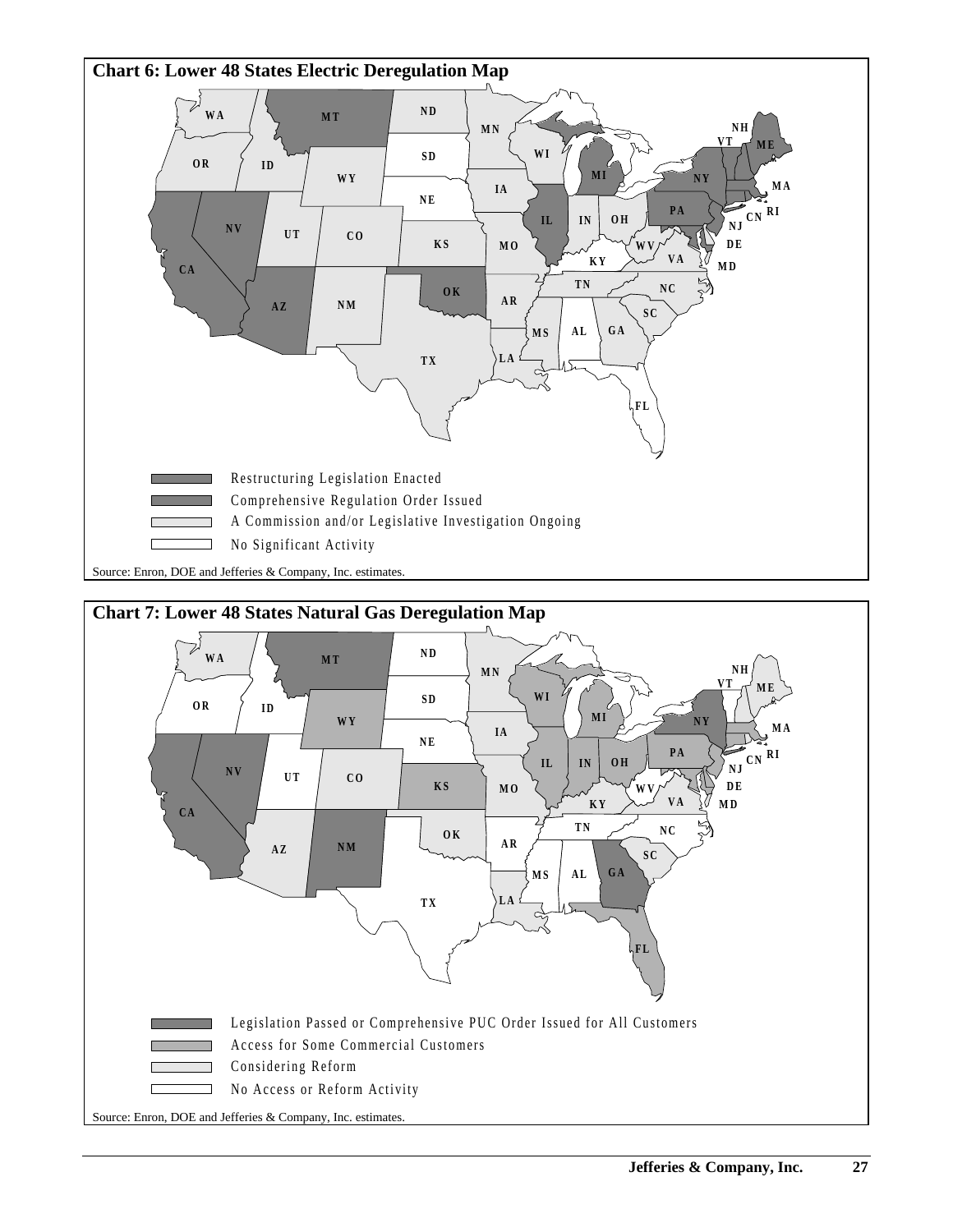## Chart 6: Lower 48 States Electric Deregulation Map

- Restructuring Legislation Enacted
- Comprehensive Regulation Order Issued
- A Commission and/or Legislative Investigation Ongoing
- No Significant Activity

Source: Enron, DOE and Jefferies & Company, Inc. estimates.

## Chart 7: Lower 48 States Natural Gas Deregulation Map

- Legislation Passed or Comprehensive PUC Order Issued for All Customers
- Access for Some Commercial Customers
- Considering Reform
- No Access or Reform Activity

Source: Enron, DOE and Jefferies & Company, Inc. estimates.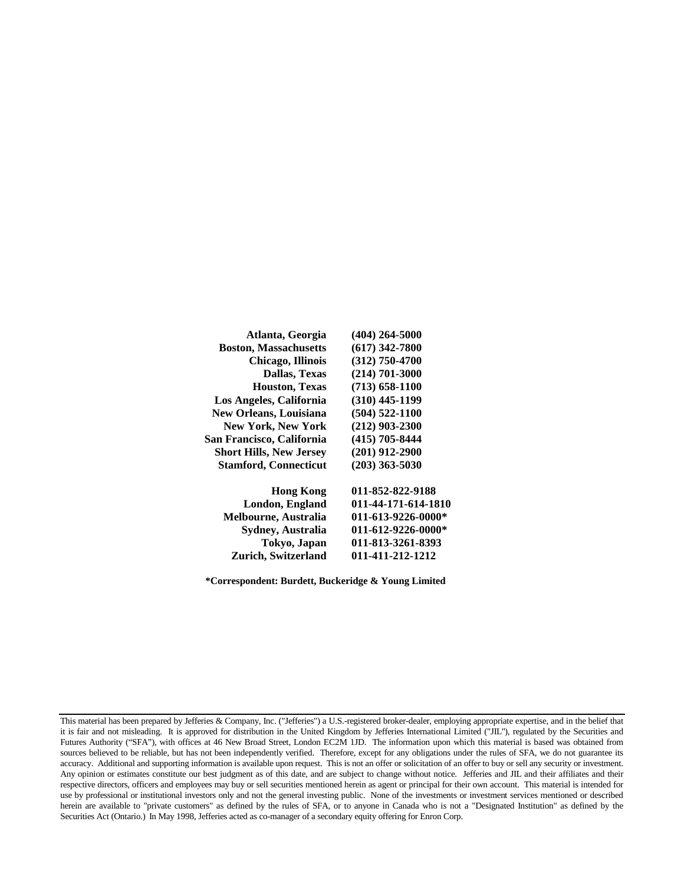| | |
|---|---|
| **Atlanta, Georgia** | **(404) 264-5000** |
| **Boston, Massachusetts** | **(617) 342-7800** |
| **Chicago, Illinois** | **(312) 750-4700** |
| **Dallas, Texas** | **(214) 701-3000** |
| **Houston, Texas** | **(713) 658-1100** |
| **Los Angeles, California** | **(310) 445-1199** |
| **New Orleans, Louisiana** | **(504) 522-1100** |
| **New York, New York** | **(212) 903-2300** |
| **San Francisco, California** | **(415) 705-8444** |
| **Short Hills, New Jersey** | **(201) 912-2900** |
| **Stamford, Connecticut** | **(203) 363-5030** |
| | |
| **Hong Kong** | **011-852-822-9188** |
| **London, England** | **011-44-171-614-1810** |
| **Melbourne, Australia** | **011-613-9226-0000*** |
| **Sydney, Australia** | **011-612-9226-0000*** |
| **Tokyo, Japan** | **011-813-3261-8393** |
| **Zurich, Switzerland** | **011-411-212-1212** |

**\*Correspondent: Burdett, Buckeridge & Young Limited**

---

This material has been prepared by Jefferies & Company, Inc. ("Jefferies") a U.S.-registered broker-dealer, employing appropriate expertise, and in the belief that it is fair and not misleading. It is approved for distribution in the United Kingdom by Jefferies International Limited ("JIL"), regulated by the Securities and Futures Authority ("SFA"), with offices at 46 New Broad Street, London EC2M 1JD. The information upon which this material is based was obtained from sources believed to be reliable, but has not been independently verified. Therefore, except for any obligations under the rules of SFA, we do not guarantee its accuracy. Additional and supporting information is available upon request. This is not an offer or solicitation of an offer to buy or sell any security or investment. Any opinion or estimates constitute our best judgment as of this date, and are subject to change without notice. Jefferies and JIL and their affiliates and their respective directors, officers and employees may buy or sell securities mentioned herein as agent or principal for their own account. This material is intended for use by professional or institutional investors only and not the general investing public. None of the investments or investment services mentioned or described herein are available to "private customers" as defined by the rules of SFA, or to anyone in Canada who is not a "Designated Institution" as defined by the Securities Act (Ontario.) In May 1998, Jefferies acted as co-manager of a secondary equity offering for Enron Corp.